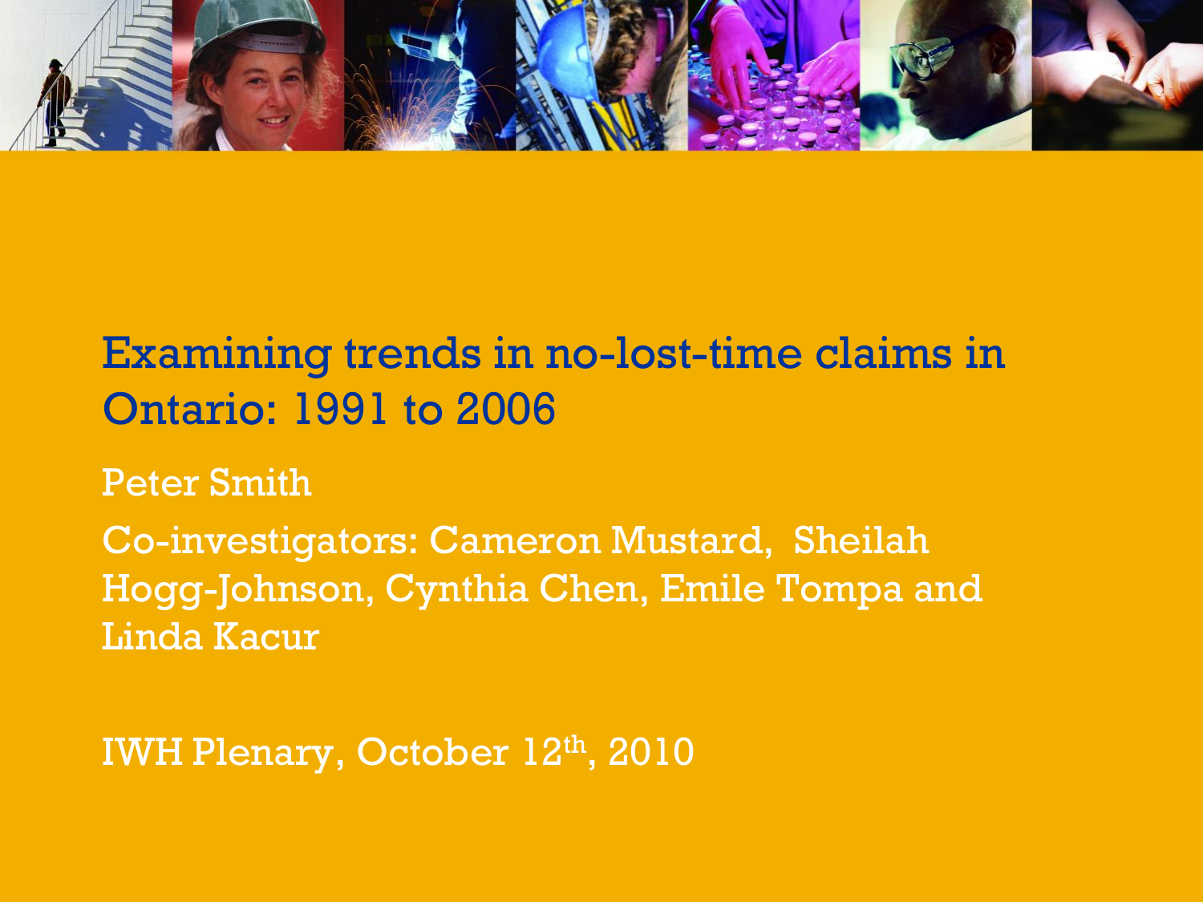# Examining trends in no-lost-time claims in Ontario: 1991 to 2006

Peter Smith

Co-investigators: Cameron Mustard, Sheilah Hogg-Johnson, Cynthia Chen, Emile Tompa and Linda Kacur

IWH Plenary, October 12th, 2010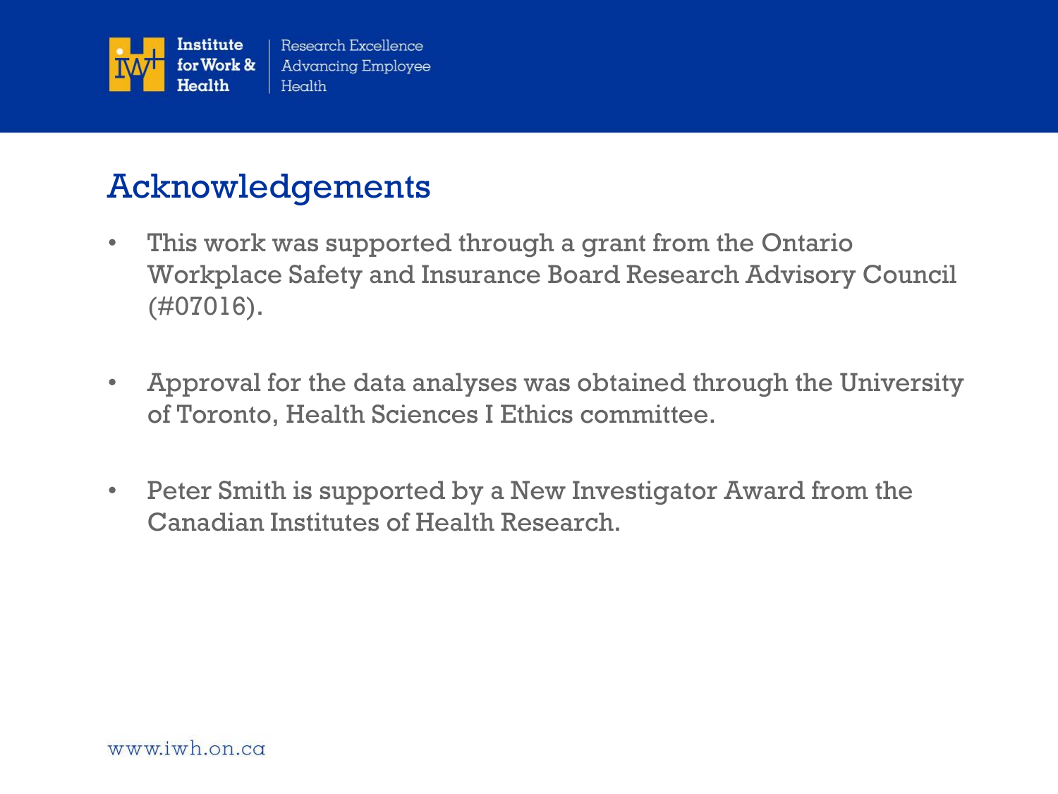# Acknowledgements

- This work was supported through a grant from the Ontario Workplace Safety and Insurance Board Research Advisory Council (#07016).
- Approval for the data analyses was obtained through the University of Toronto, Health Sciences I Ethics committee.
- Peter Smith is supported by a New Investigator Award from the Canadian Institutes of Health Research.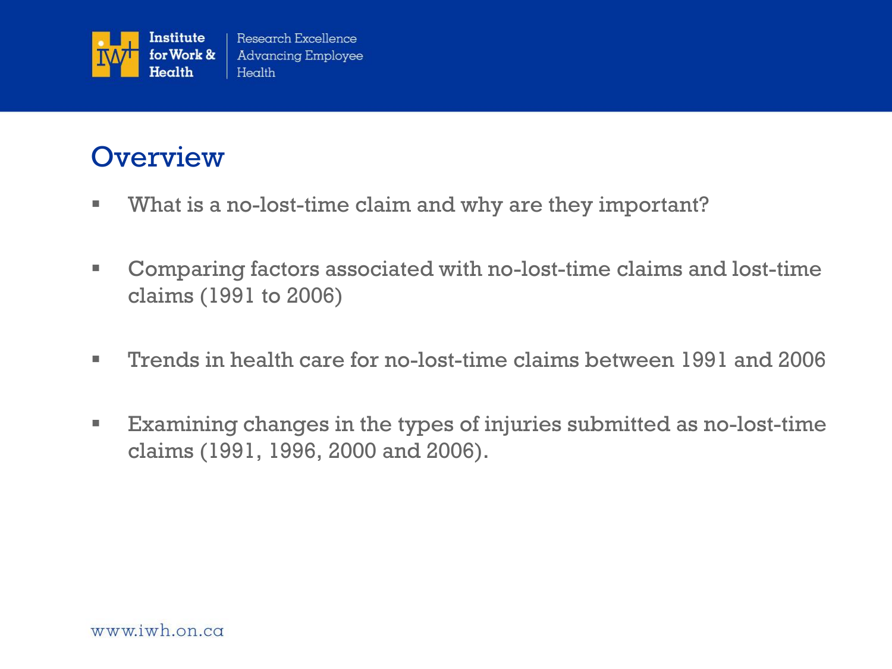# Overview

- What is a no-lost-time claim and why are they important?
- Comparing factors associated with no-lost-time claims and lost-time claims (1991 to 2006)
- Trends in health care for no-lost-time claims between 1991 and 2006
- Examining changes in the types of injuries submitted as no-lost-time claims (1991, 1996, 2000 and 2006).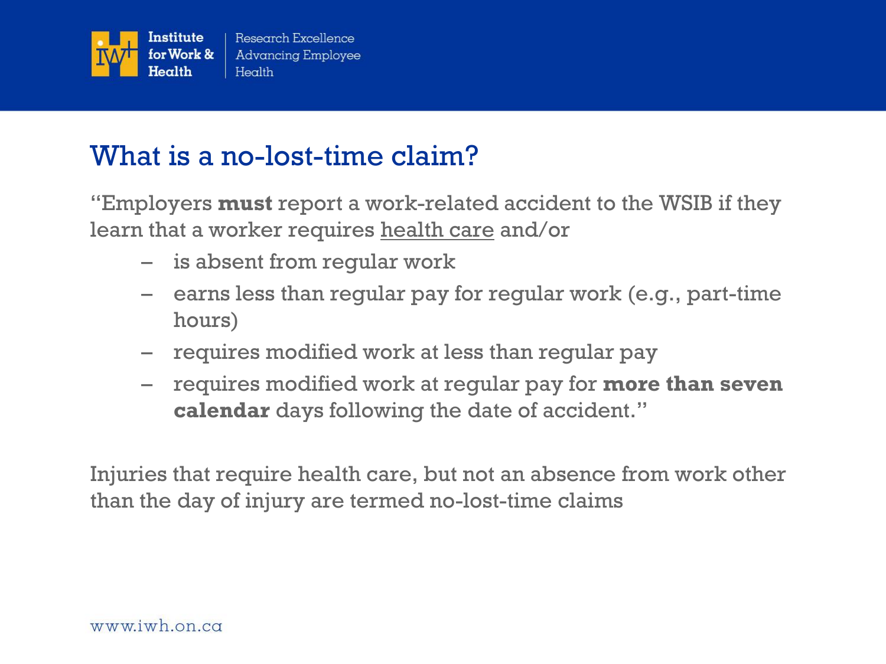# What is a no-lost-time claim?

"Employers **must** report a work-related accident to the WSIB if they learn that a worker requires <u>health care</u> and/or

- is absent from regular work
- earns less than regular pay for regular work (e.g., part-time hours)
- requires modified work at less than regular pay
- requires modified work at regular pay for **more than seven calendar** days following the date of accident."

Injuries that require health care, but not an absence from work other than the day of injury are termed no-lost-time claims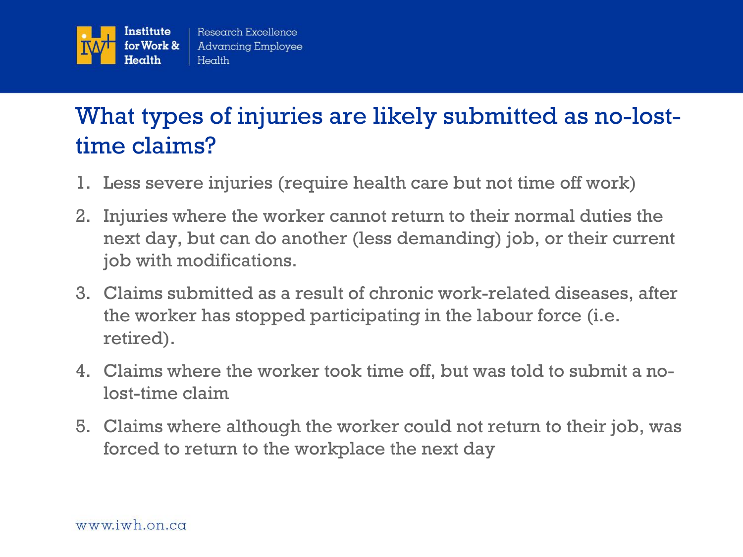## What types of injuries are likely submitted as no-lost-time claims?

1. Less severe injuries (require health care but not time off work)
2. Injuries where the worker cannot return to their normal duties the next day, but can do another (less demanding) job, or their current job with modifications.
3. Claims submitted as a result of chronic work-related diseases, after the worker has stopped participating in the labour force (i.e. retired).
4. Claims where the worker took time off, but was told to submit a no-lost-time claim
5. Claims where although the worker could not return to their job, was forced to return to the workplace the next day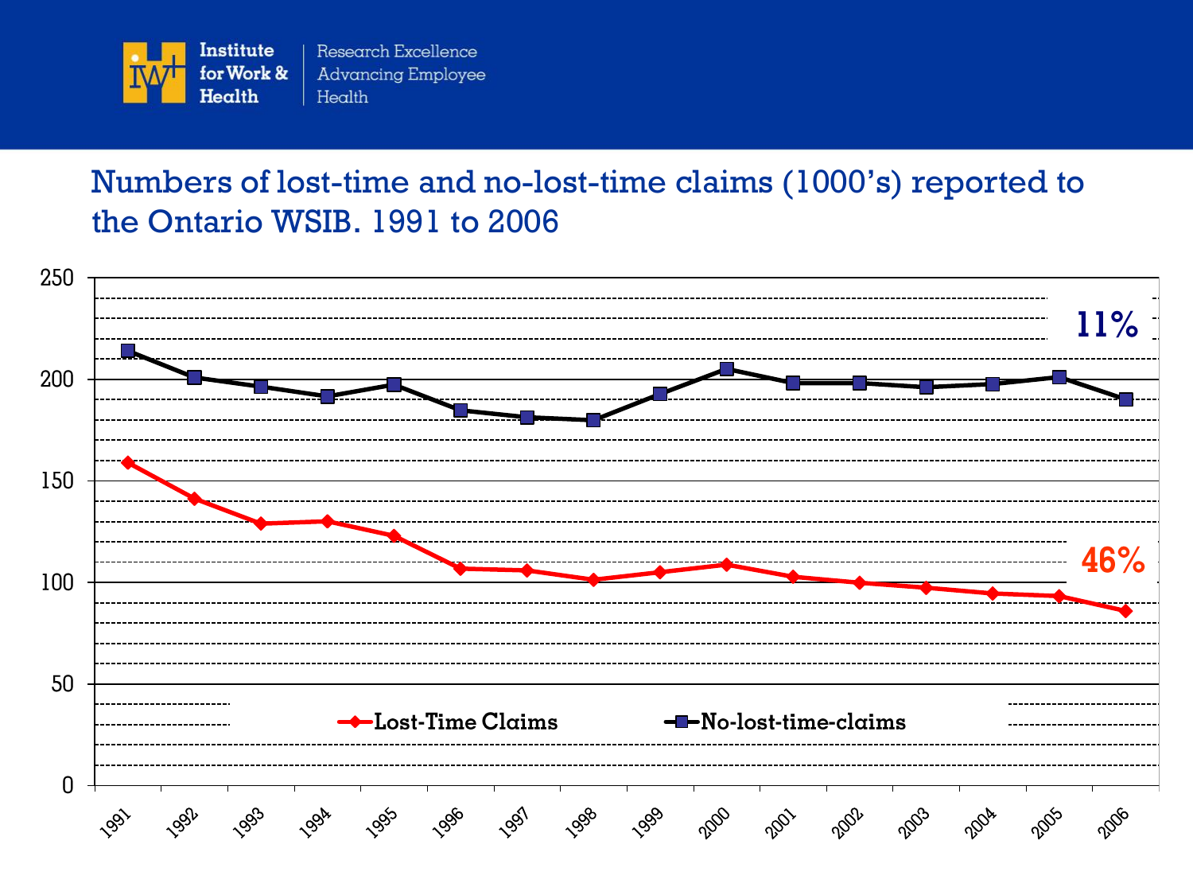## Numbers of lost-time and no-lost-time claims (1000's) reported to the Ontario WSIB. 1991 to 2006

11%

46%

Lost-Time Claims

No-lost-time-claims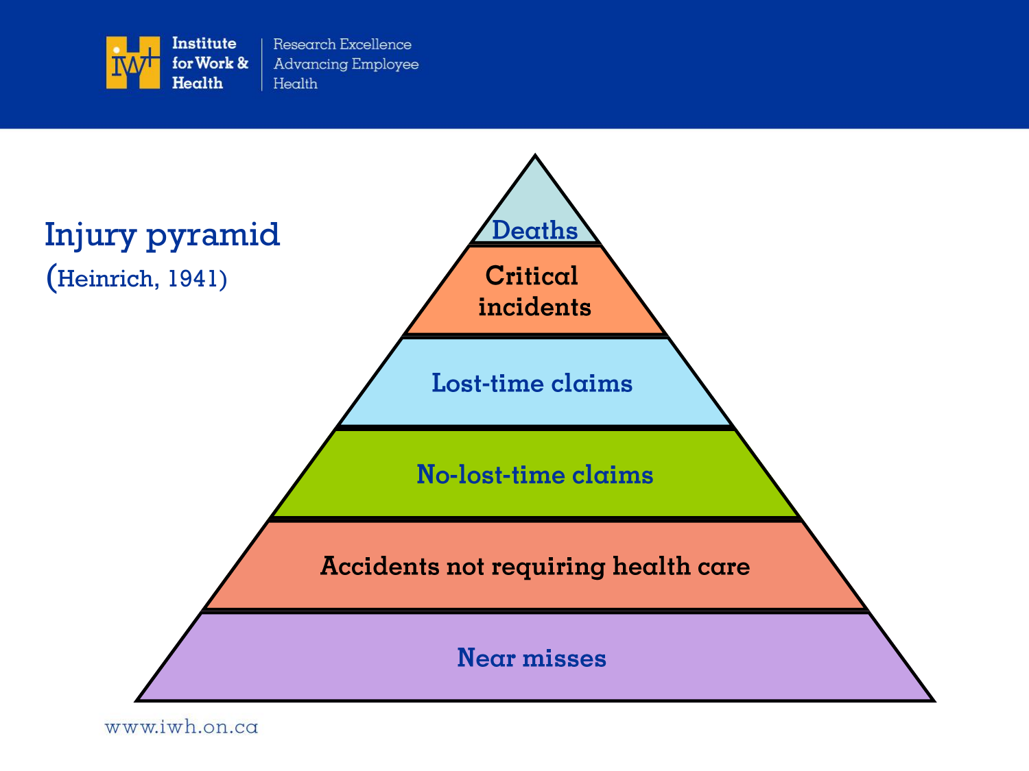# Injury pyramid

(Heinrich, 1941)

- Deaths
- Critical incidents
- Lost-time claims
- No-lost-time claims
- Accidents not requiring health care
- Near misses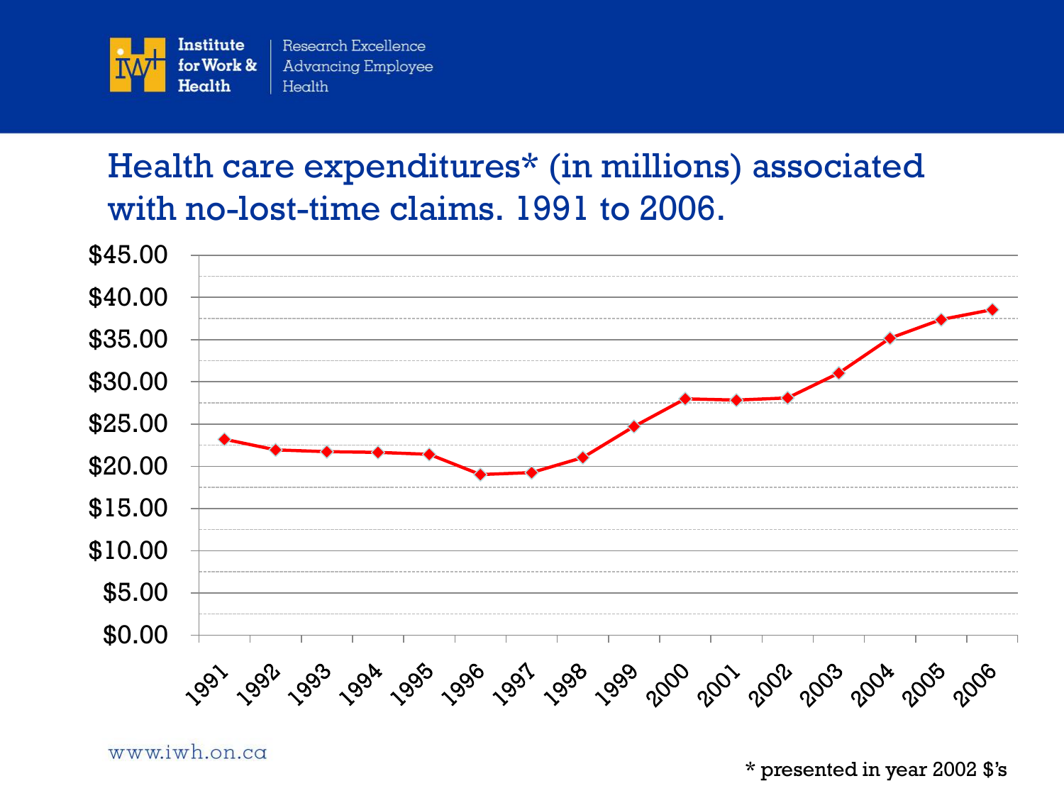# Health care expenditures* (in millions) associated with no-lost-time claims. 1991 to 2006.

\* presented in year 2002 $'s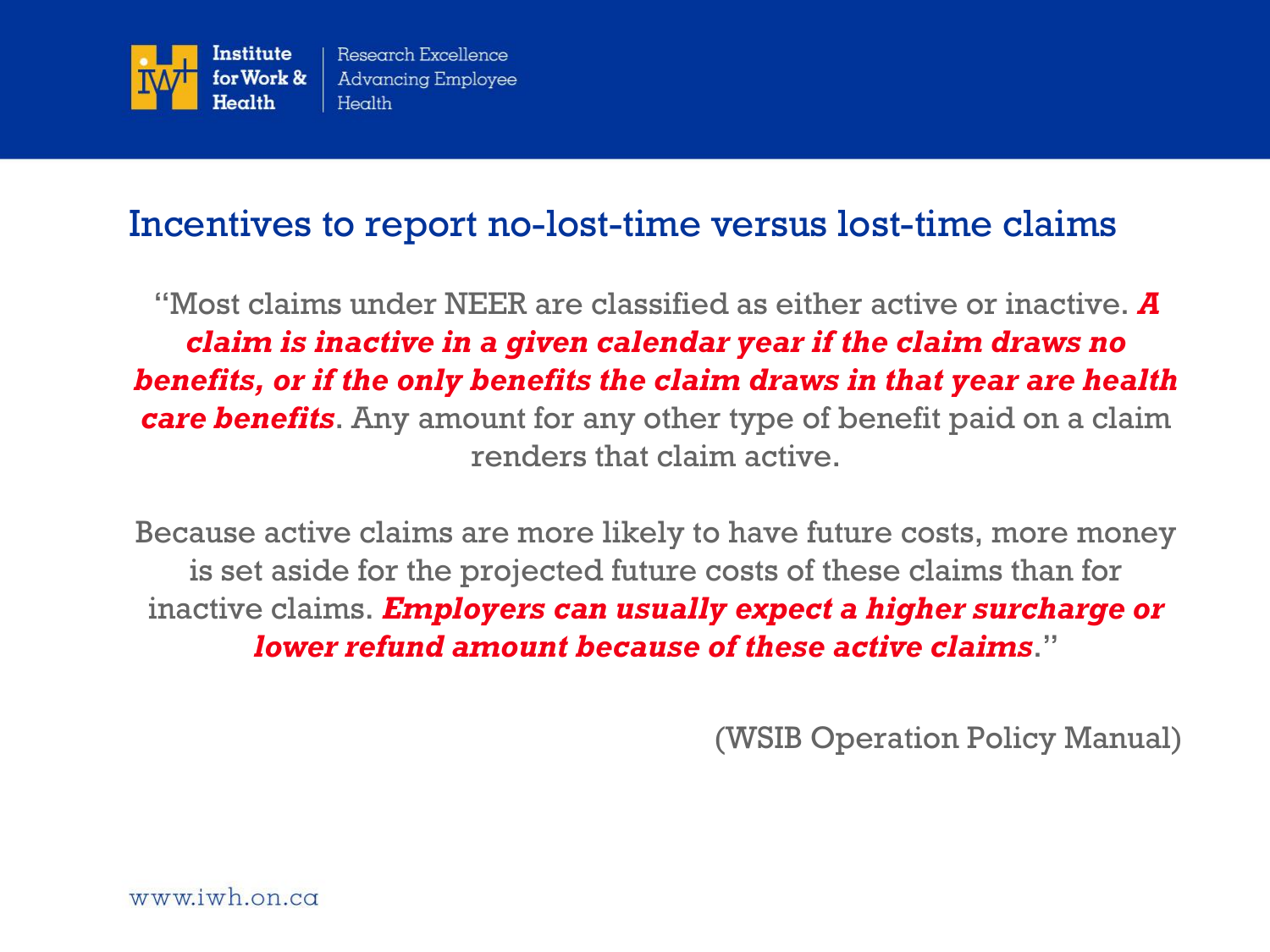## Incentives to report no-lost-time versus lost-time claims

"Most claims under NEER are classified as either active or inactive. ***A claim is inactive in a given calendar year if the claim draws no benefits, or if the only benefits the claim draws in that year are health care benefits***. Any amount for any other type of benefit paid on a claim renders that claim active.

Because active claims are more likely to have future costs, more money is set aside for the projected future costs of these claims than for inactive claims. ***Employers can usually expect a higher surcharge or lower refund amount because of these active claims***."

(WSIB Operation Policy Manual)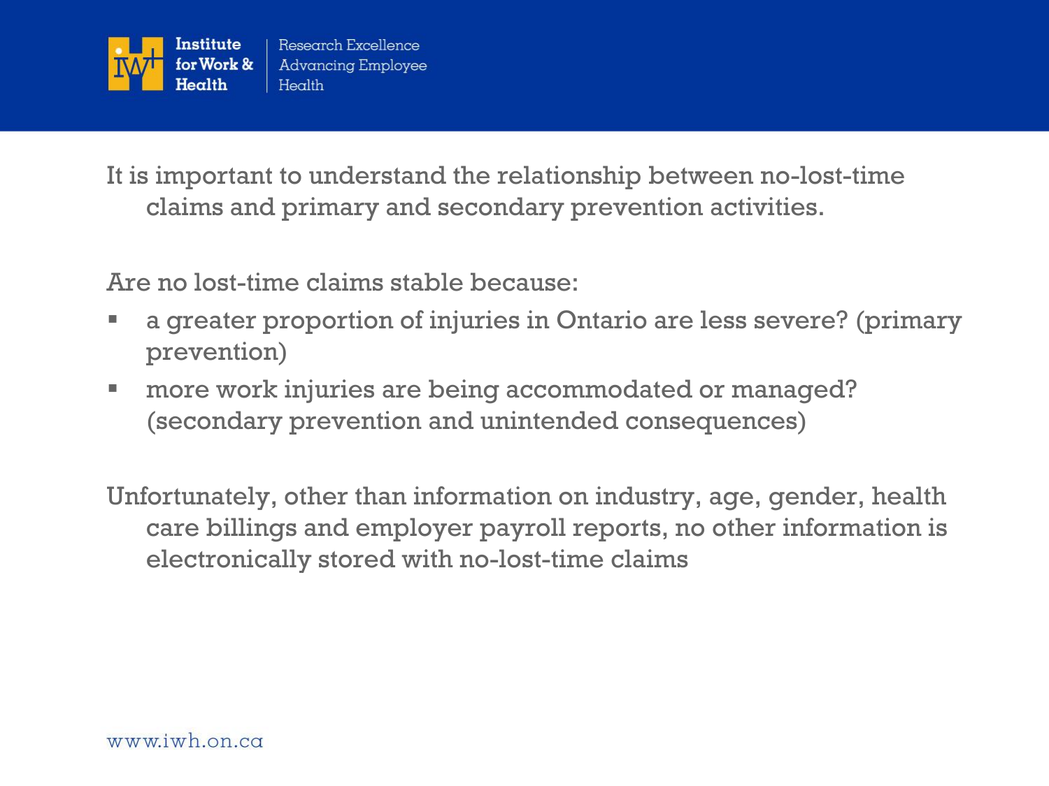It is important to understand the relationship between no-lost-time claims and primary and secondary prevention activities.

Are no lost-time claims stable because:

- a greater proportion of injuries in Ontario are less severe? (primary prevention)
- more work injuries are being accommodated or managed? (secondary prevention and unintended consequences)

Unfortunately, other than information on industry, age, gender, health care billings and employer payroll reports, no other information is electronically stored with no-lost-time claims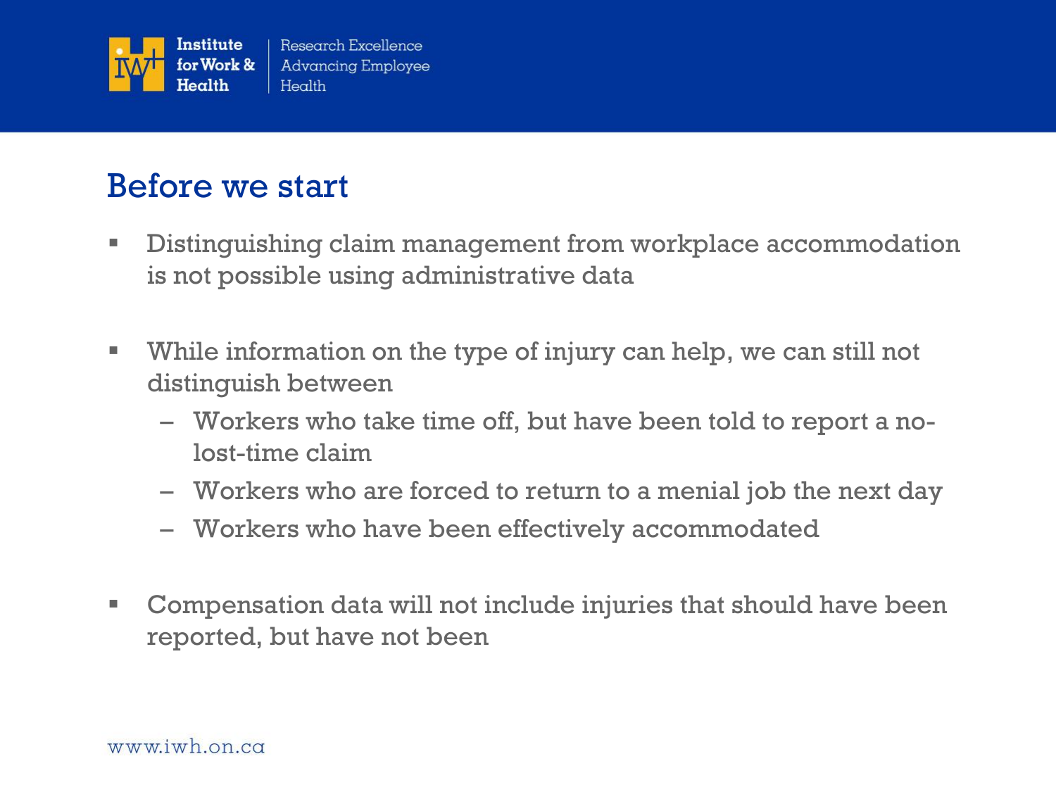## Before we start

- Distinguishing claim management from workplace accommodation is not possible using administrative data
- While information on the type of injury can help, we can still not distinguish between
  - Workers who take time off, but have been told to report a no-lost-time claim
  - Workers who are forced to return to a menial job the next day
  - Workers who have been effectively accommodated
- Compensation data will not include injuries that should have been reported, but have not been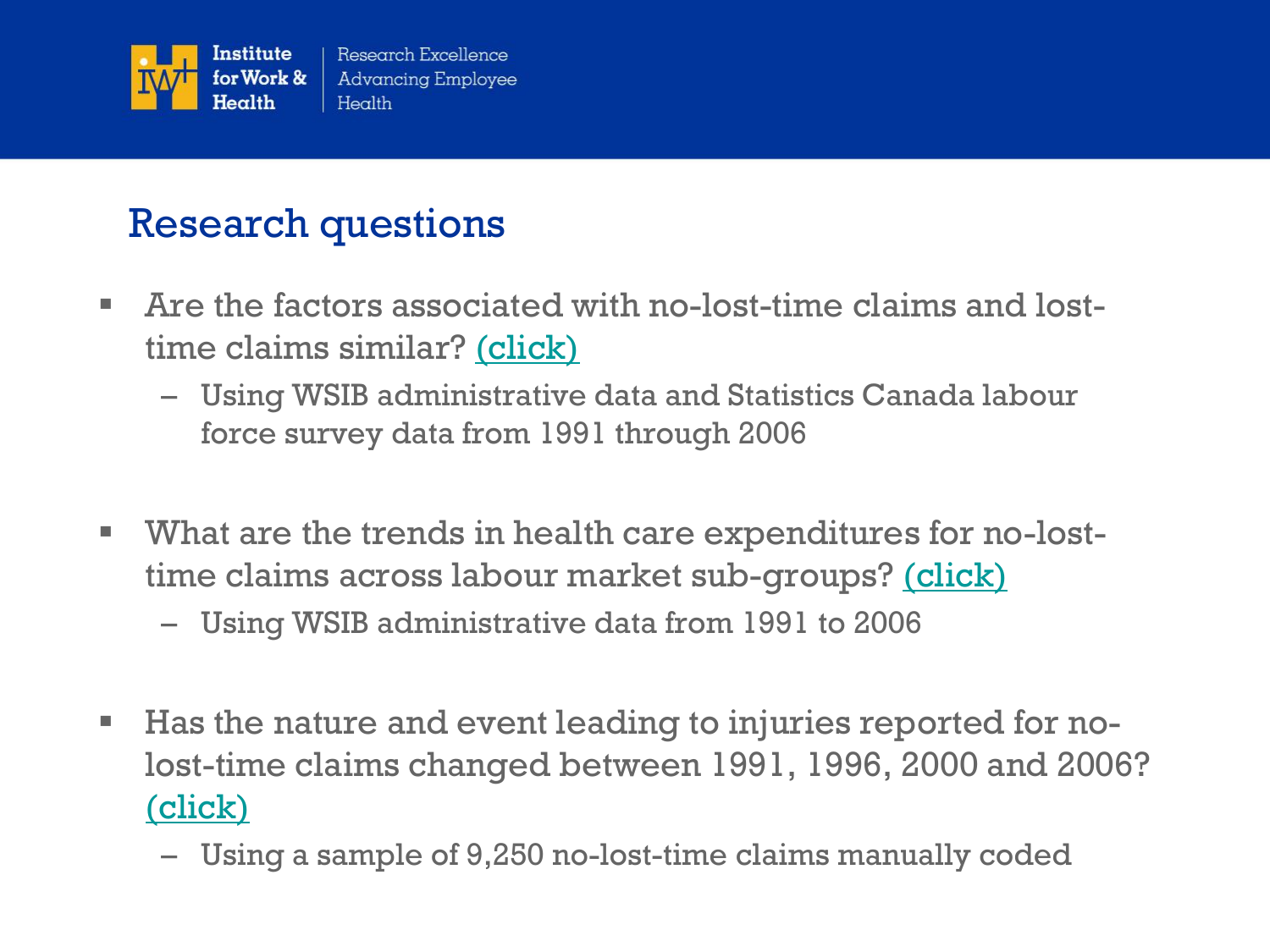## Research questions

- Are the factors associated with no-lost-time claims and lost-time claims similar? (click)
  - Using WSIB administrative data and Statistics Canada labour force survey data from 1991 through 2006

- What are the trends in health care expenditures for no-lost-time claims across labour market sub-groups? (click)
  - Using WSIB administrative data from 1991 to 2006

- Has the nature and event leading to injuries reported for no-lost-time claims changed between 1991, 1996, 2000 and 2006? (click)
  - Using a sample of 9,250 no-lost-time claims manually coded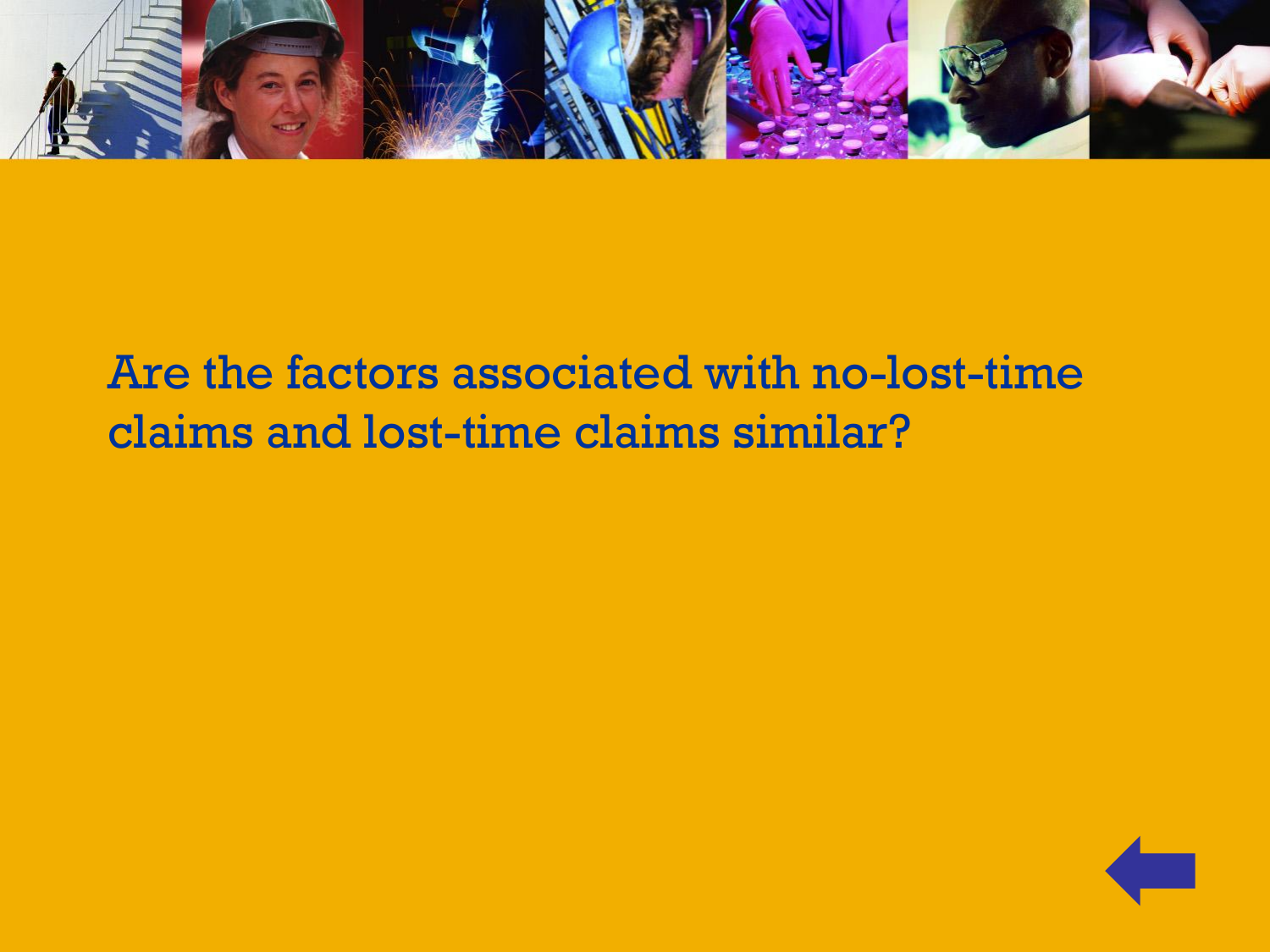Are the factors associated with no-lost-time claims and lost-time claims similar?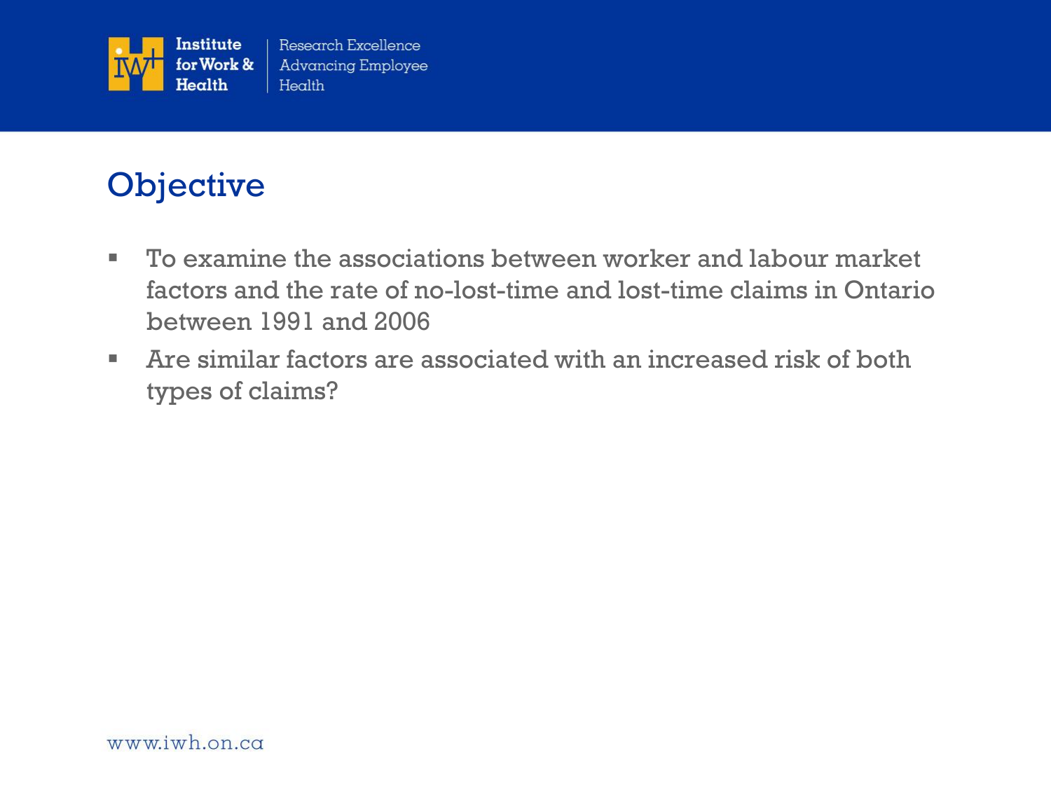## Objective

- To examine the associations between worker and labour market factors and the rate of no-lost-time and lost-time claims in Ontario between 1991 and 2006
- Are similar factors are associated with an increased risk of both types of claims?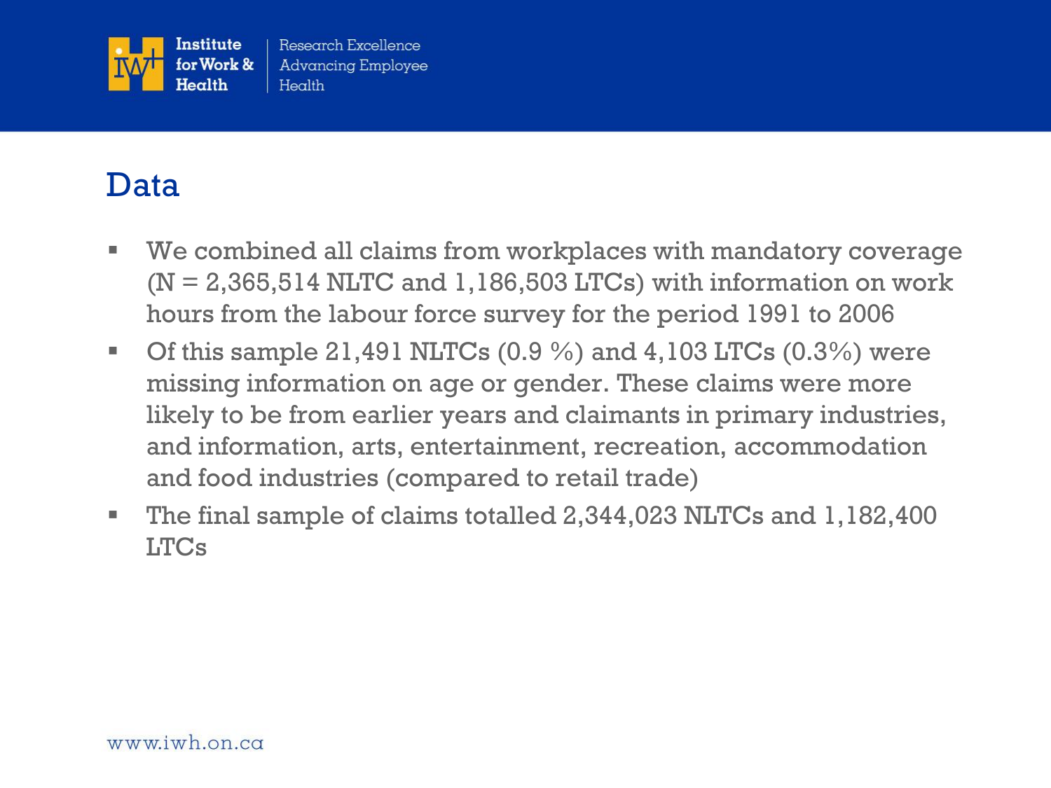## Data

- We combined all claims from workplaces with mandatory coverage (N = 2,365,514 NLTC and 1,186,503 LTCs) with information on work hours from the labour force survey for the period 1991 to 2006
- Of this sample 21,491 NLTCs (0.9 %) and 4,103 LTCs (0.3%) were missing information on age or gender. These claims were more likely to be from earlier years and claimants in primary industries, and information, arts, entertainment, recreation, accommodation and food industries (compared to retail trade)
- The final sample of claims totalled 2,344,023 NLTCs and 1,182,400 LTCs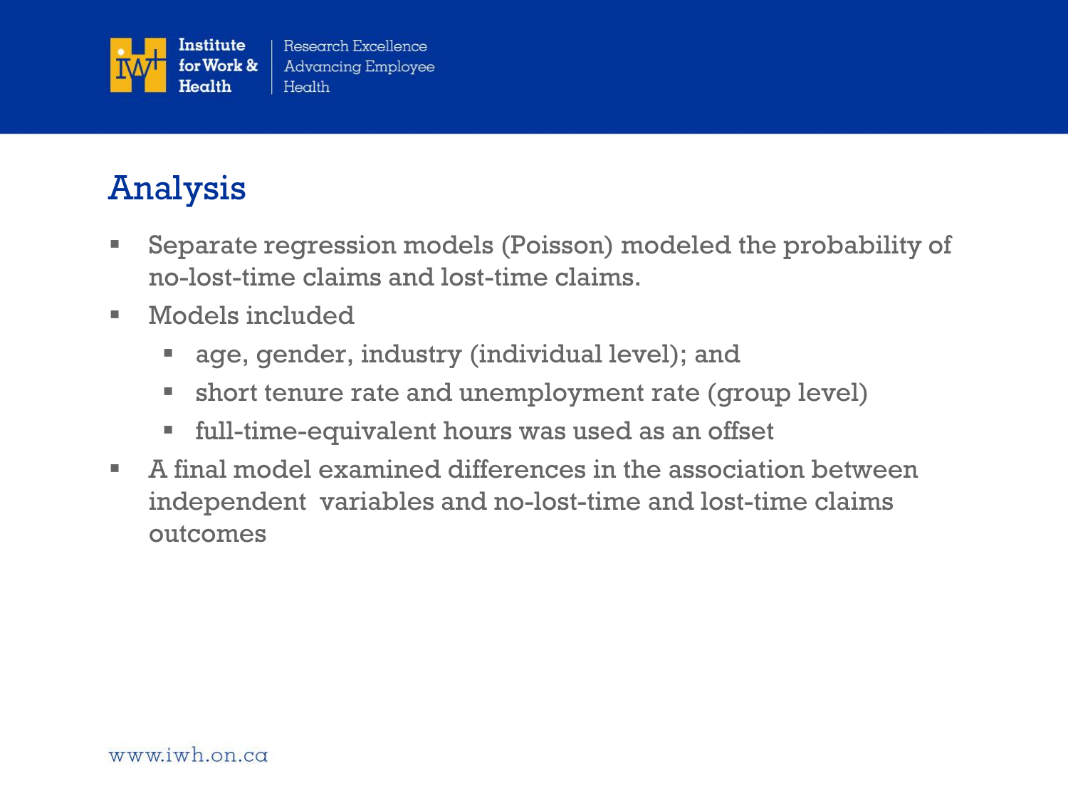## Analysis

- Separate regression models (Poisson) modeled the probability of no-lost-time claims and lost-time claims.
- Models included
  - age, gender, industry (individual level); and
  - short tenure rate and unemployment rate (group level)
  - full-time-equivalent hours was used as an offset
- A final model examined differences in the association between independent variables and no-lost-time and lost-time claims outcomes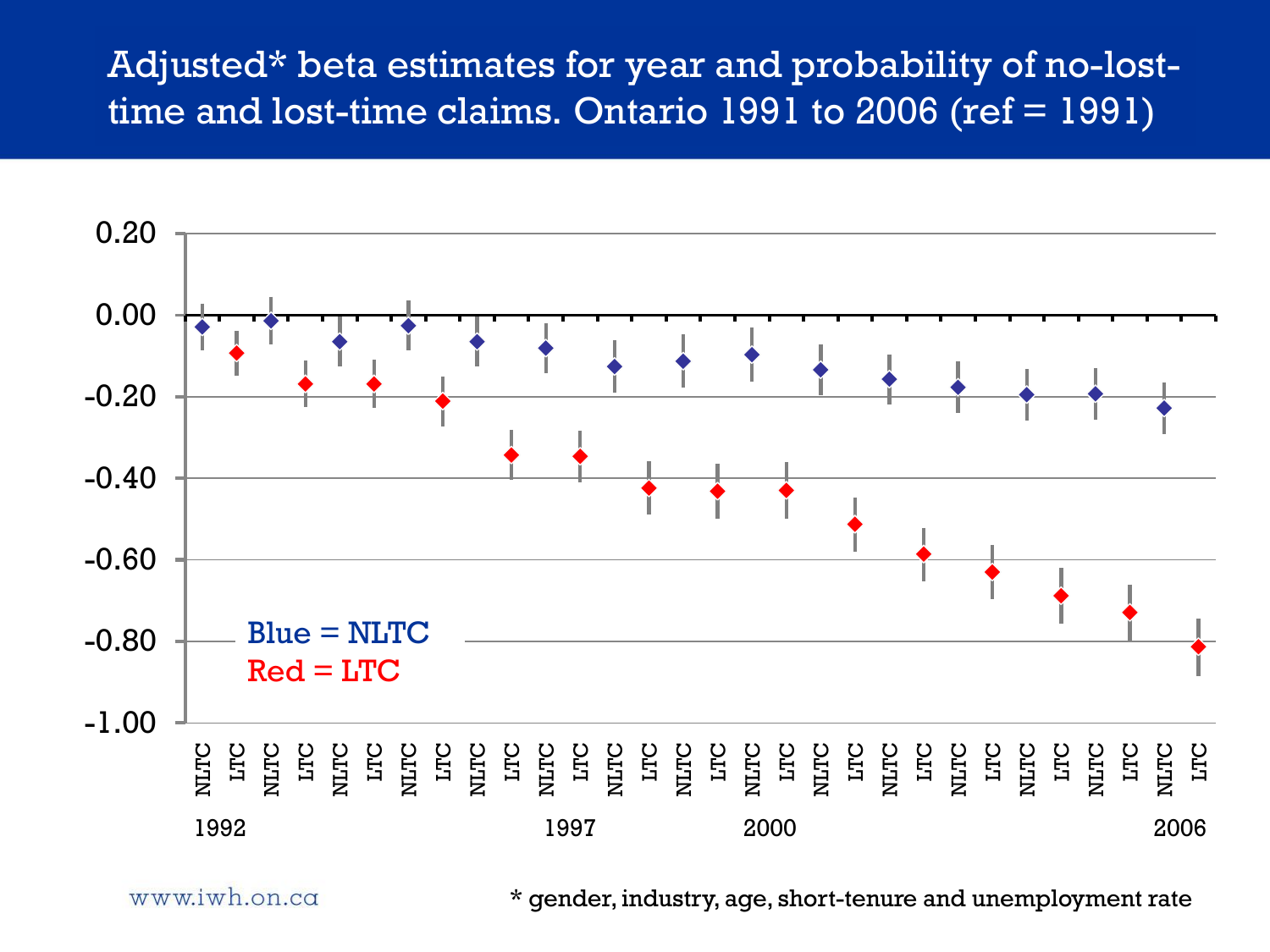# Adjusted* beta estimates for year and probability of no-lost-time and lost-time claims. Ontario 1991 to 2006 (ref = 1991)

Blue = NLTC

Red = LTC

NLTC LTC NLTC LTC NLTC LTC NLTC LTC NLTC LTC NLTC LTC NLTC LTC NLTC LTC NLTC LTC NLTC LTC NLTC LTC NLTC LTC NLTC LTC NLTC LTC NLTC LTC

1992 1997 2000 2006

www.iwh.on.ca

* gender, industry, age, short-tenure and unemployment rate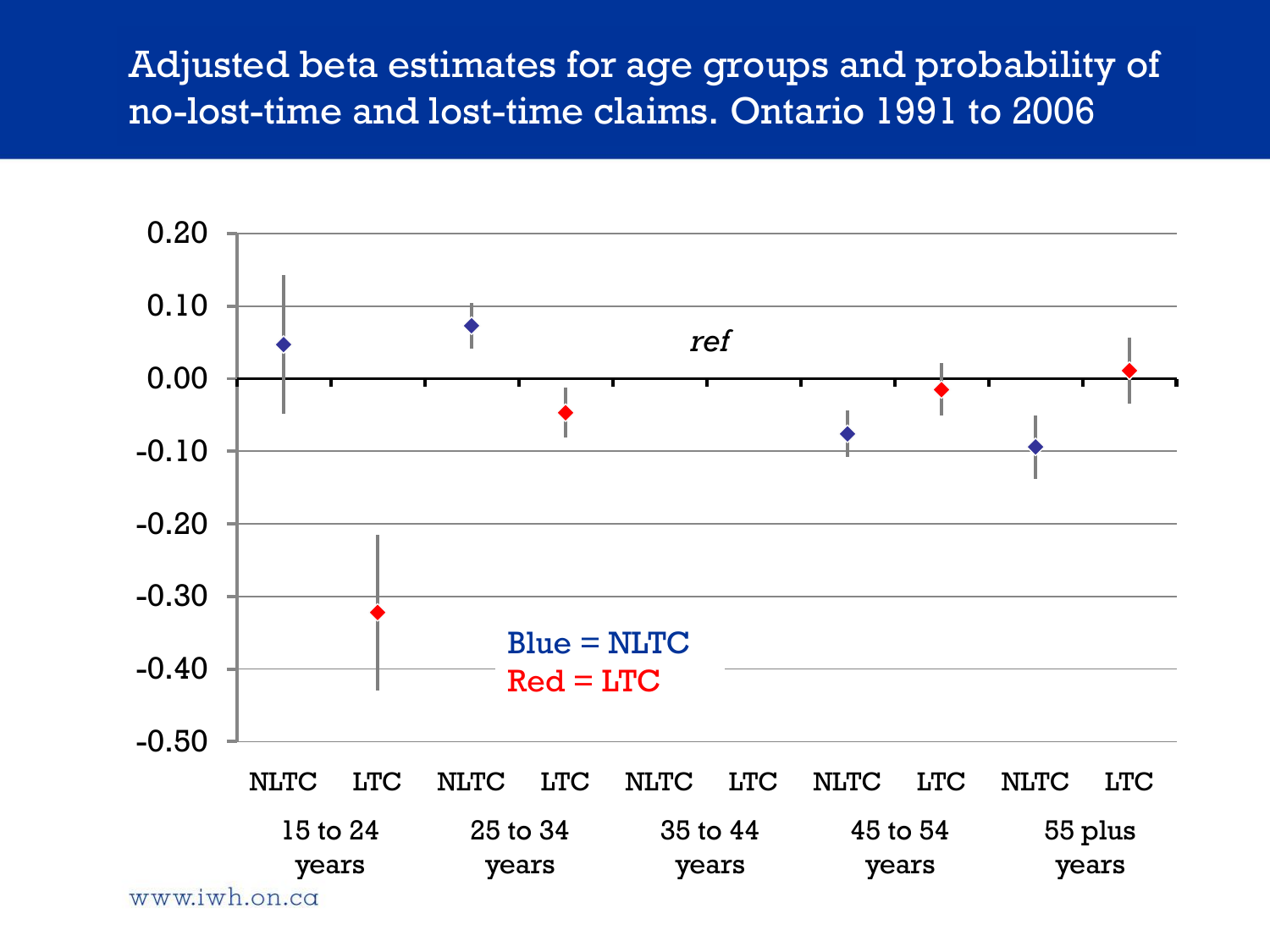# Adjusted beta estimates for age groups and probability of no-lost-time and lost-time claims. Ontario 1991 to 2006

0.20
0.10
0.00
-0.10
-0.20
-0.30
-0.40
-0.50

*ref*

Blue = NLTC
Red = LTC

| NLTC | LTC | NLTC | LTC | NLTC | LTC | NLTC | LTC | NLTC | LTC |
|---|---|---|---|---|---|---|---|---|---|
| 15 to 24 years | | 25 to 34 years | | 35 to 44 years | | 45 to 54 years | | 55 plus years | |

www.iwh.on.ca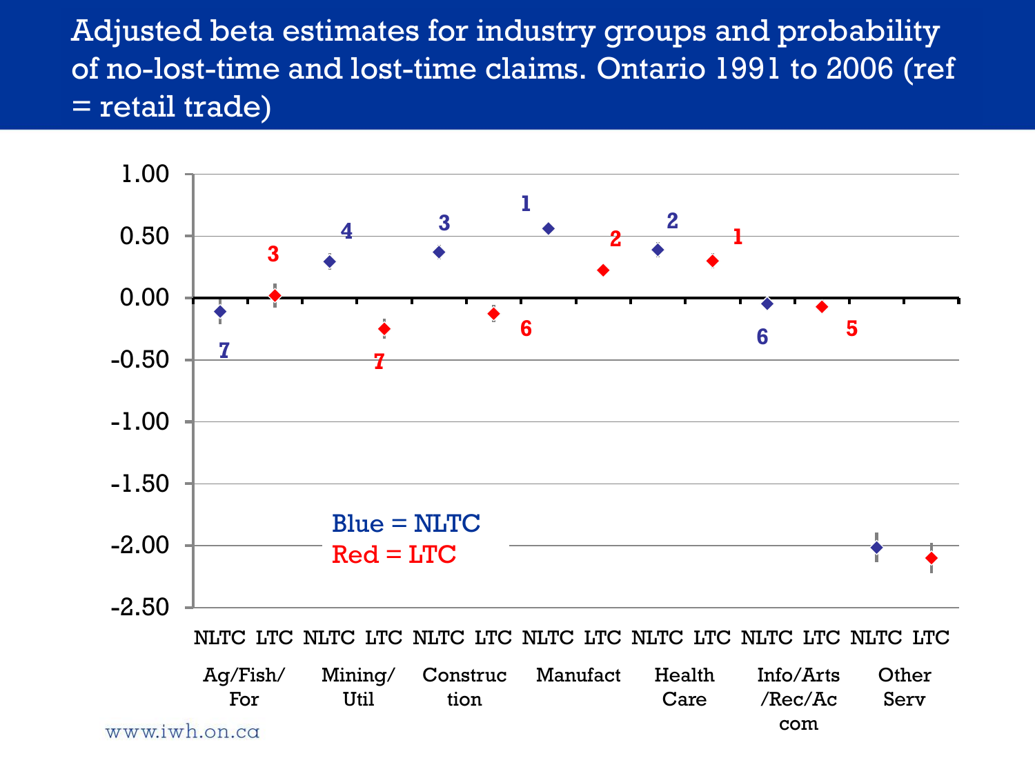# Adjusted beta estimates for industry groups and probability of no-lost-time and lost-time claims. Ontario 1991 to 2006 (ref = retail trade)

| Industry | NLTC (Blue) | Rank | LTC (Red) | Rank |
|---|---|---|---|---|
| Ag/Fish/For | -0.11 | 7 | 0.02 | 3 |
| Mining/Util | 0.29 | 4 | -0.25 | 7 |
| Construction | 0.37 | 3 | -0.13 | 6 |
| Manufact | 0.56 | 1 | 0.22 | 2 |
| Health Care | 0.39 | 2 | 0.30 | 1 |
| Info/Arts/Rec/Accom | -0.05 | 6 | -0.07 | 5 |
| Other Serv | -2.02 | | -2.10 | |

Blue = NLTC
Red = LTC

www.iwh.on.ca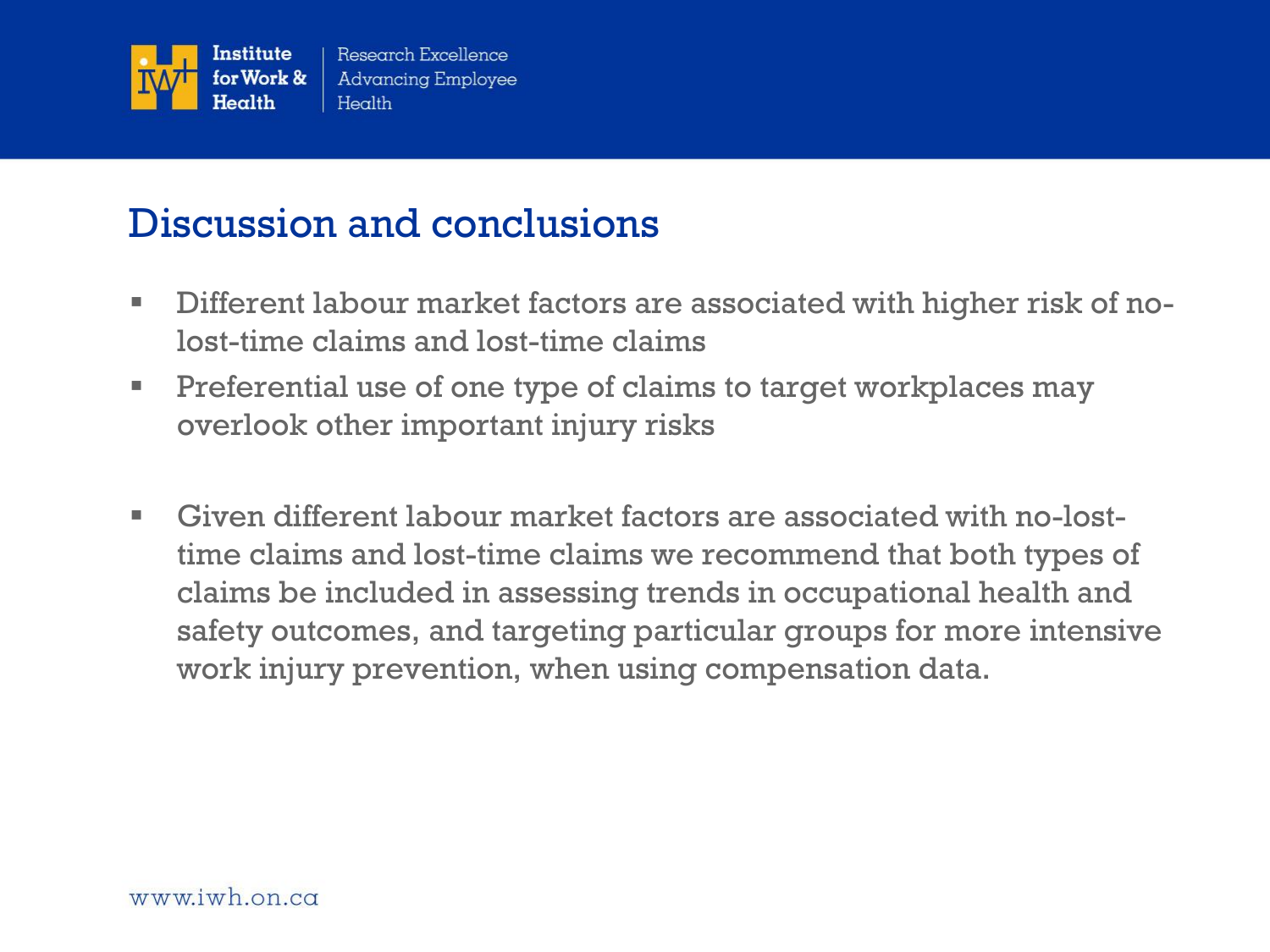## Discussion and conclusions

- Different labour market factors are associated with higher risk of no-lost-time claims and lost-time claims
- Preferential use of one type of claims to target workplaces may overlook other important injury risks

- Given different labour market factors are associated with no-lost-time claims and lost-time claims we recommend that both types of claims be included in assessing trends in occupational health and safety outcomes, and targeting particular groups for more intensive work injury prevention, when using compensation data.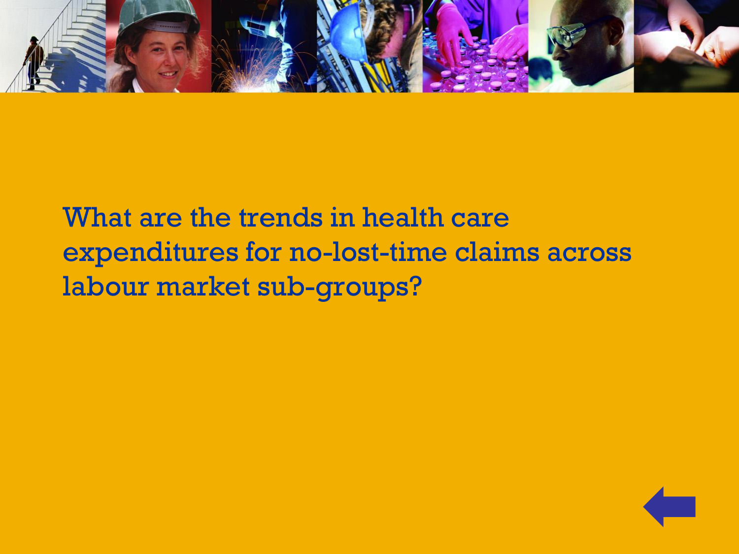## What are the trends in health care expenditures for no-lost-time claims across labour market sub-groups?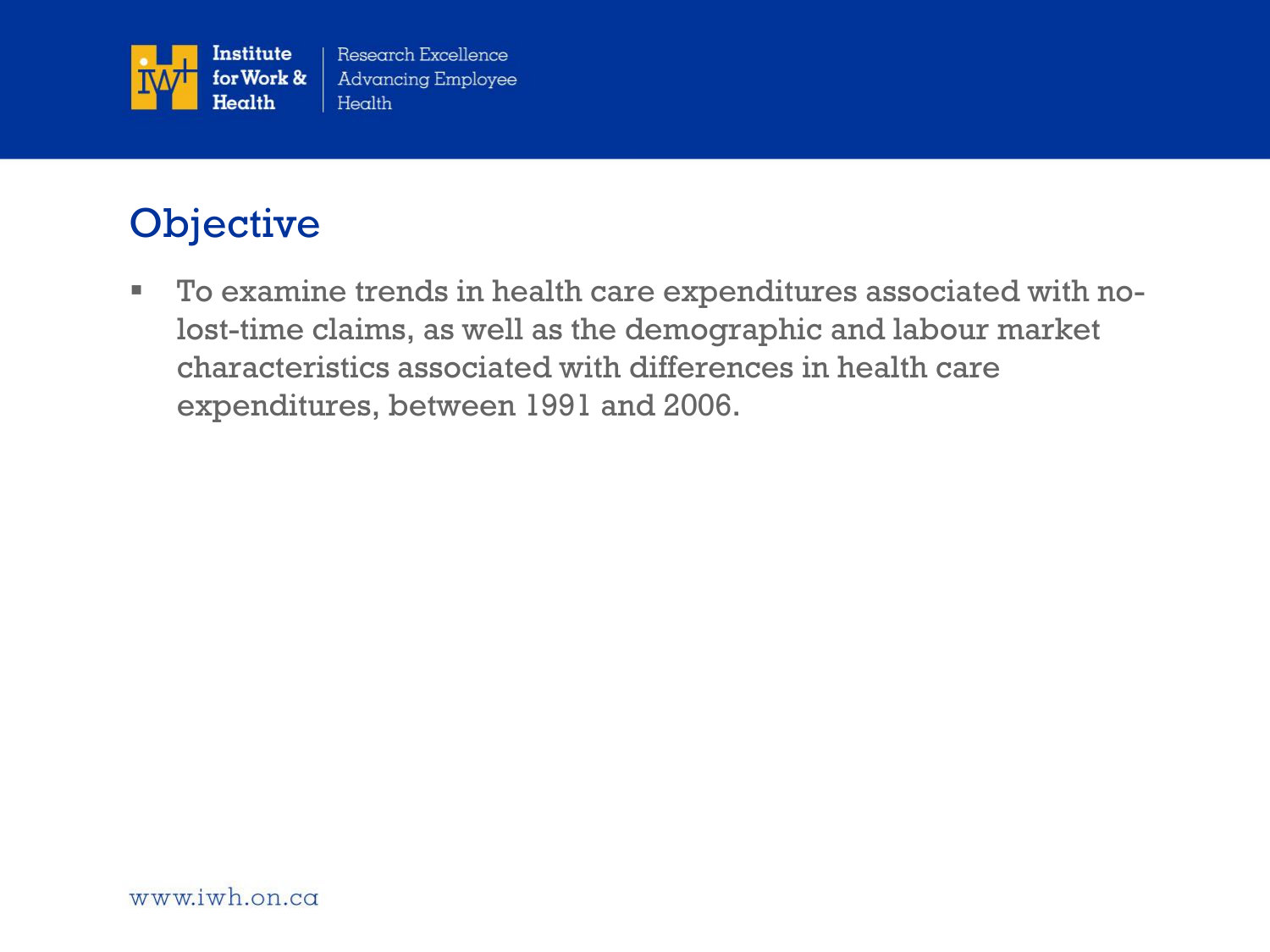# Objective

- To examine trends in health care expenditures associated with no-lost-time claims, as well as the demographic and labour market characteristics associated with differences in health care expenditures, between 1991 and 2006.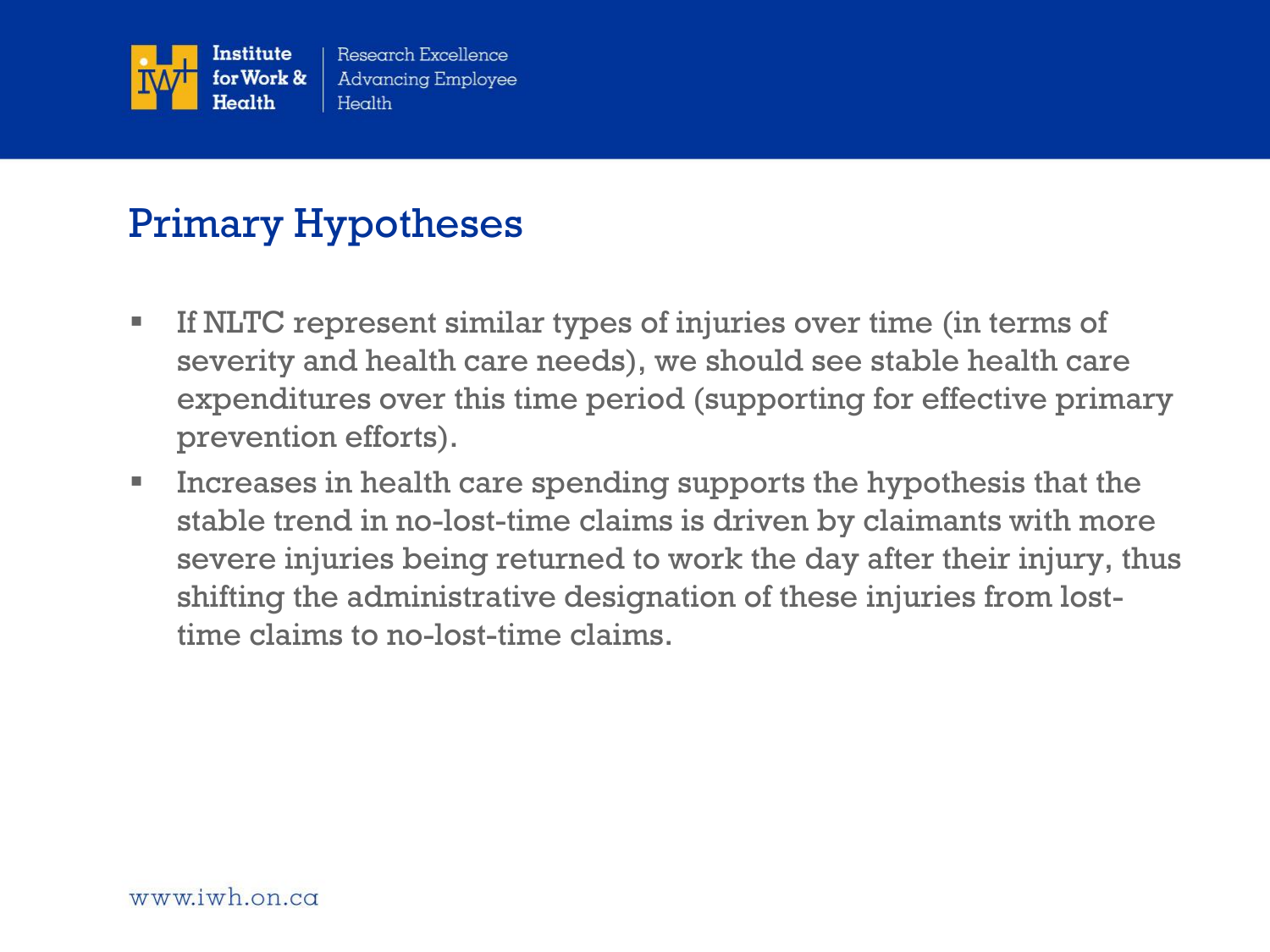## Primary Hypotheses

- If NLTC represent similar types of injuries over time (in terms of severity and health care needs), we should see stable health care expenditures over this time period (supporting for effective primary prevention efforts).
- Increases in health care spending supports the hypothesis that the stable trend in no-lost-time claims is driven by claimants with more severe injuries being returned to work the day after their injury, thus shifting the administrative designation of these injuries from lost-time claims to no-lost-time claims.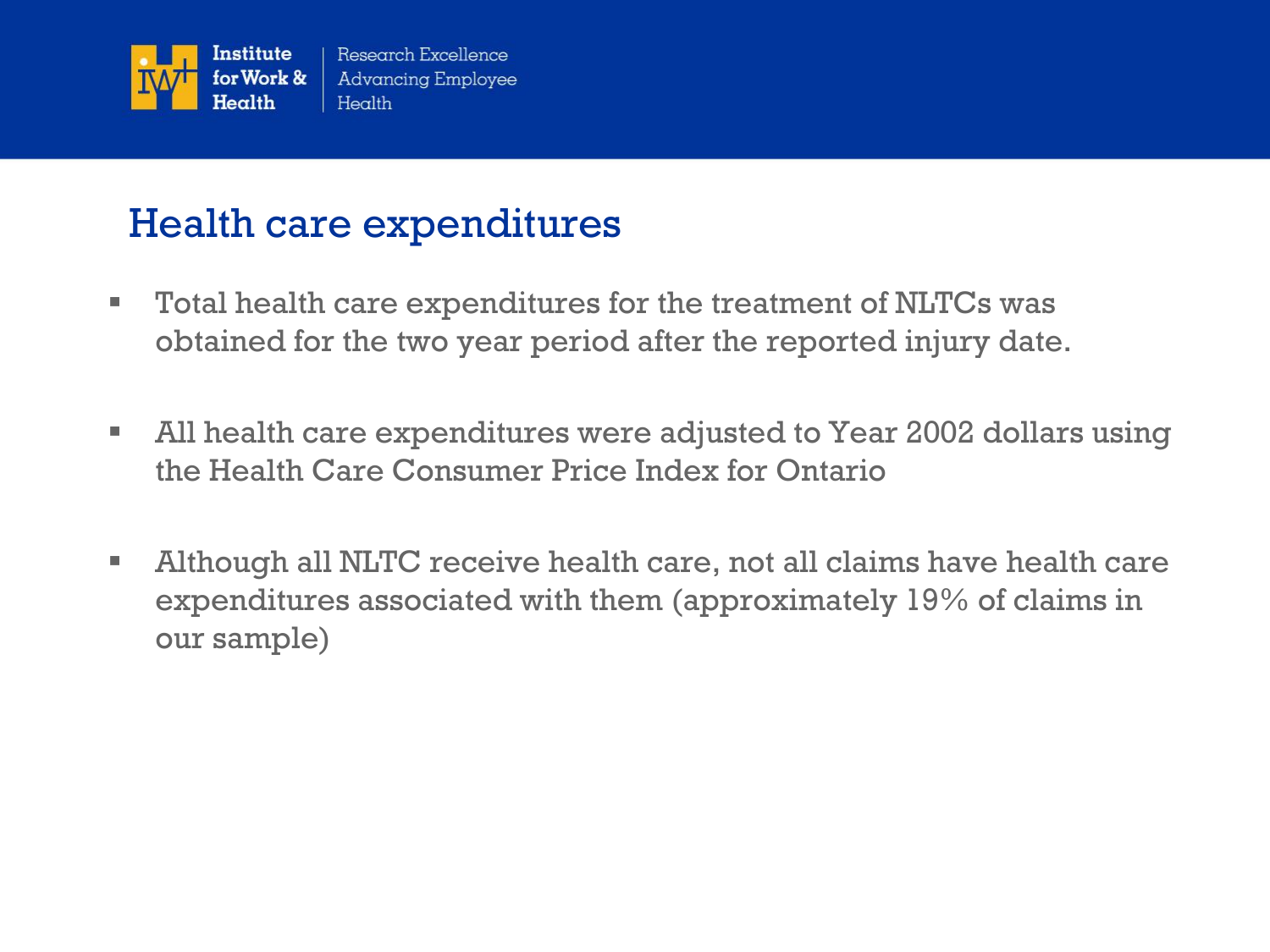# Health care expenditures

- Total health care expenditures for the treatment of NLTCs was obtained for the two year period after the reported injury date.
- All health care expenditures were adjusted to Year 2002 dollars using the Health Care Consumer Price Index for Ontario
- Although all NLTC receive health care, not all claims have health care expenditures associated with them (approximately 19% of claims in our sample)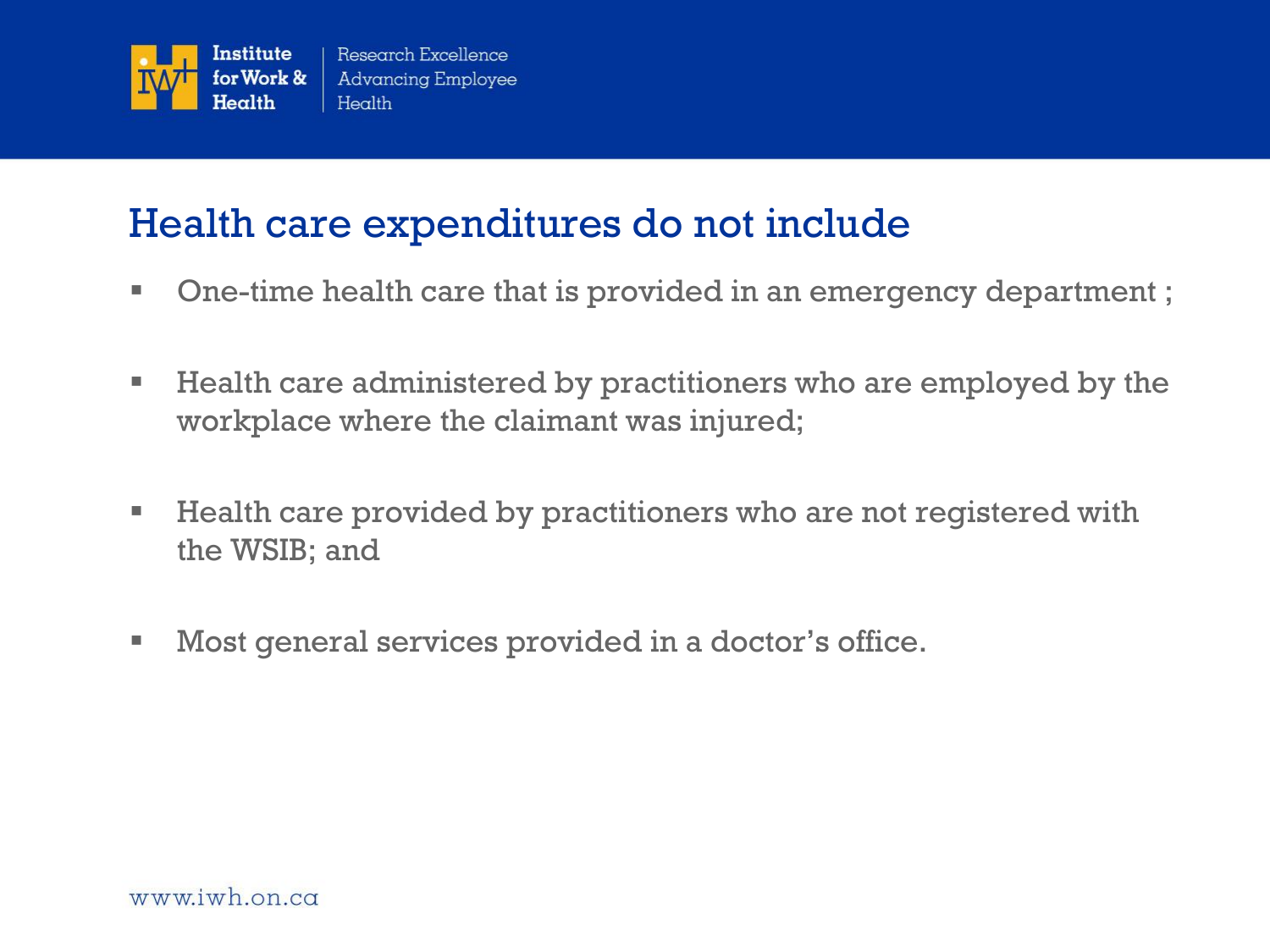## Health care expenditures do not include

- One-time health care that is provided in an emergency department ;
- Health care administered by practitioners who are employed by the workplace where the claimant was injured;
- Health care provided by practitioners who are not registered with the WSIB; and
- Most general services provided in a doctor's office.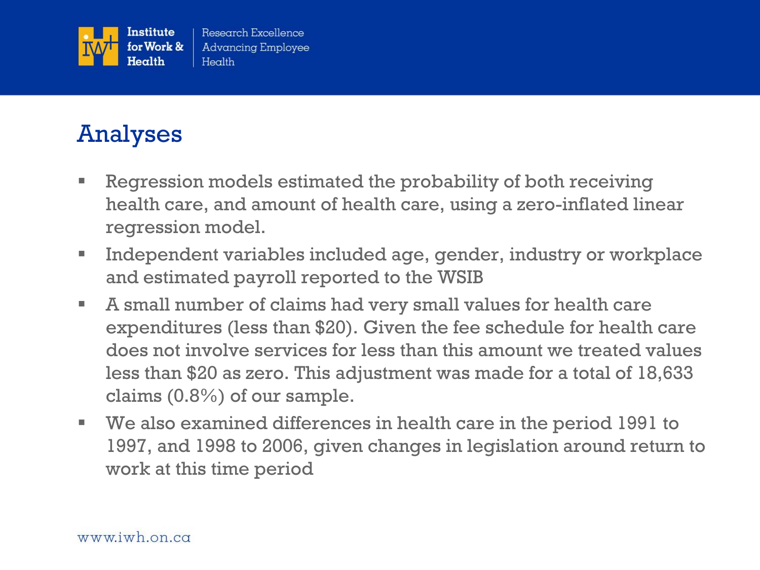## Analyses

- Regression models estimated the probability of both receiving health care, and amount of health care, using a zero-inflated linear regression model.
- Independent variables included age, gender, industry or workplace and estimated payroll reported to the WSIB
- A small number of claims had very small values for health care expenditures (less than $20). Given the fee schedule for health care does not involve services for less than this amount we treated values less than $20 as zero. This adjustment was made for a total of 18,633 claims (0.8%) of our sample.
- We also examined differences in health care in the period 1991 to 1997, and 1998 to 2006, given changes in legislation around return to work at this time period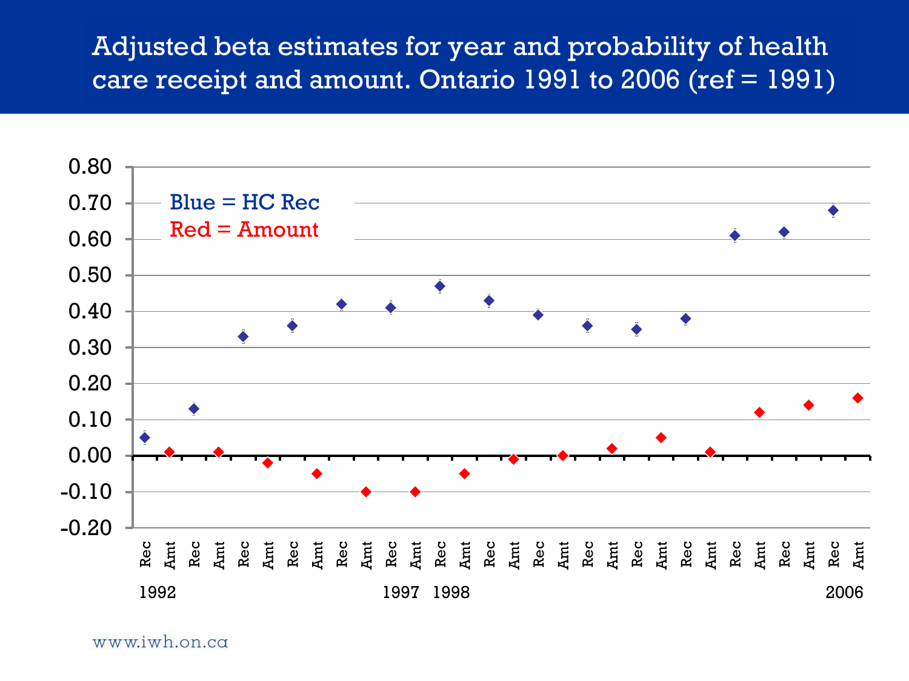# Adjusted beta estimates for year and probability of health care receipt and amount. Ontario 1991 to 2006 (ref = 1991)

Blue = HC Rec

Red = Amount

| Year | Rec | Amt |
|---|---|---|
| 1992 | 0.05 | 0.01 |
| | 0.13 | 0.01 |
| | 0.33 | -0.02 |
| | 0.36 | -0.05 |
| | 0.42 | -0.10 |
| 1997 | 0.41 | -0.10 |
| 1998 | 0.47 | -0.05 |
| | 0.43 | -0.01 |
| | 0.39 | 0.00 |
| | 0.36 | 0.02 |
| | 0.35 | 0.05 |
| | 0.38 | 0.01 |
| | 0.61 | 0.12 |
| | 0.62 | 0.14 |
| 2006 | 0.68 | 0.16 |

www.iwh.on.ca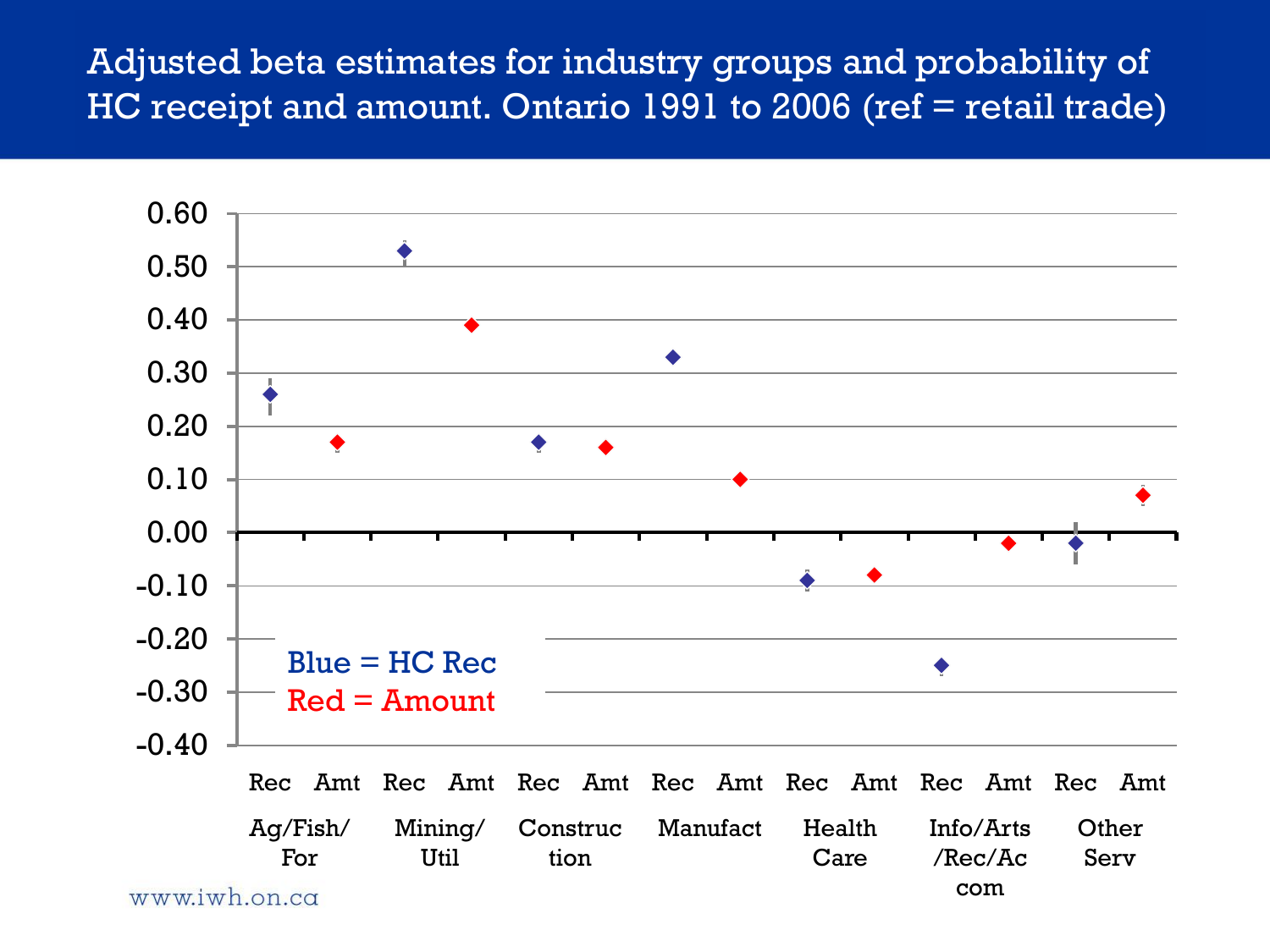# Adjusted beta estimates for industry groups and probability of HC receipt and amount. Ontario 1991 to 2006 (ref = retail trade)

| Industry group | Rec | Amt |
|---|---|---|
| Ag/Fish/For | 0.26 | 0.17 |
| Mining/Util | 0.53 | 0.39 |
| Construction | 0.17 | 0.16 |
| Manufact | 0.33 | 0.10 |
| Health Care | -0.09 | -0.08 |
| Info/Arts/Rec/Accom | -0.25 | -0.02 |
| Other Serv | -0.02 | 0.07 |

Blue = HC Rec
Red = Amount

www.iwh.on.ca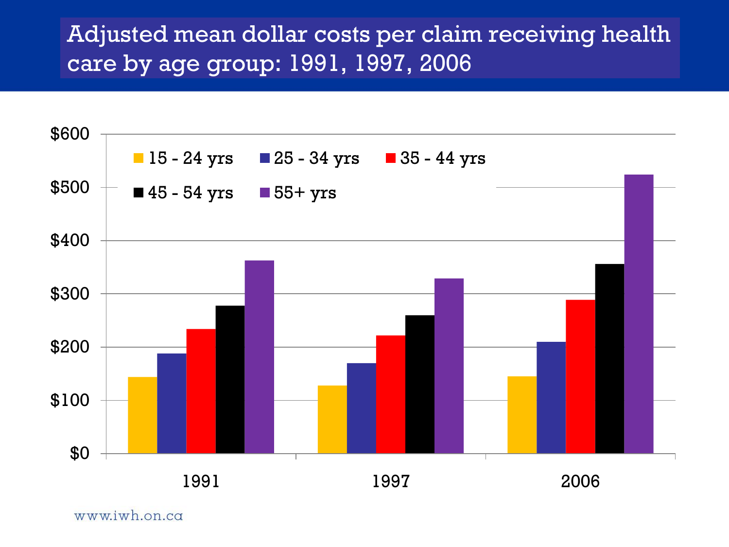# Adjusted mean dollar costs per claim receiving health care by age group: 1991, 1997, 2006

$600

$500

$400

$300

$200

$100

$0

15 - 24 yrs | 25 - 34 yrs | 35 - 44 yrs | 45 - 54 yrs | 55+ yrs

1991 | 1997 | 2006

www.iwh.on.ca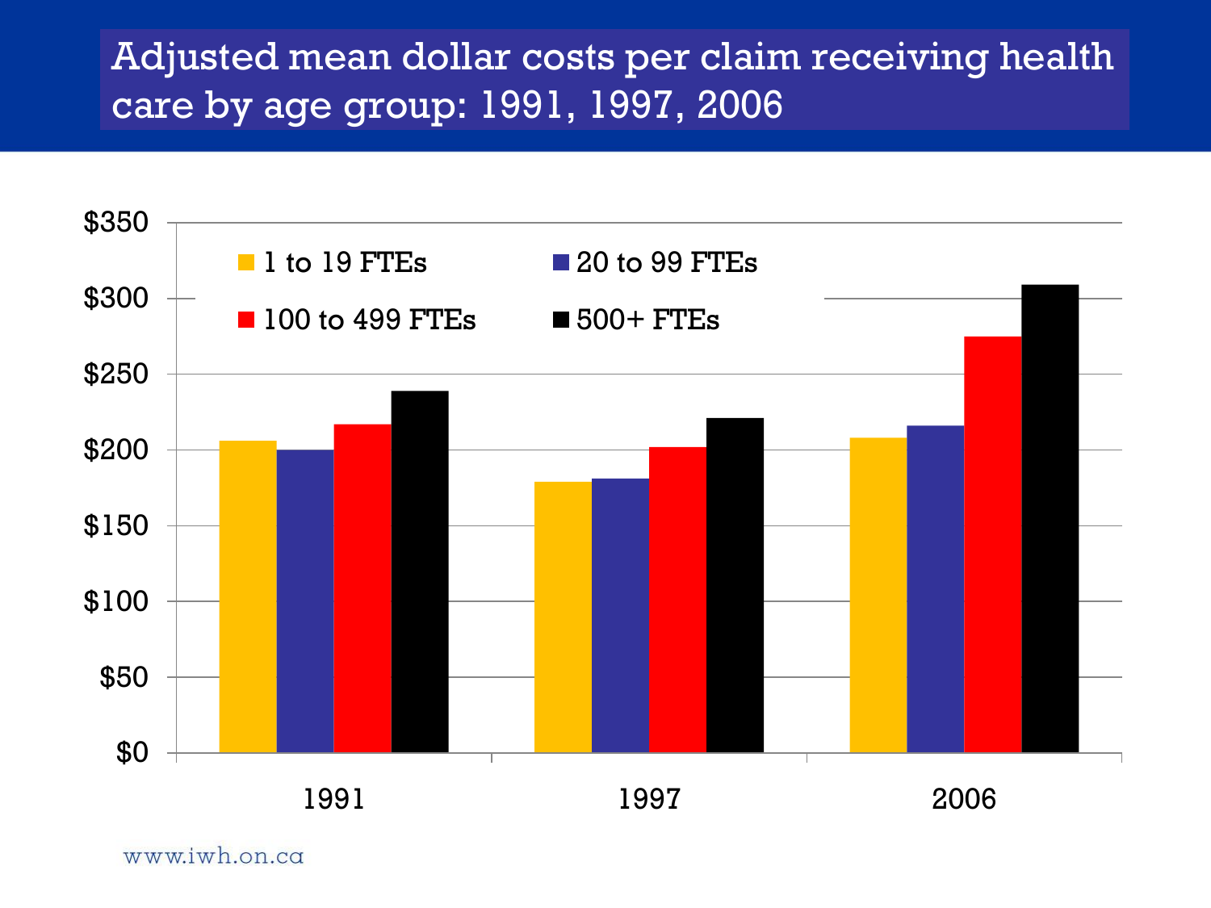# Adjusted mean dollar costs per claim receiving health care by age group: 1991, 1997, 2006

$350
$300
$250
$200
$150
$100
$50
$0

1 to 19 FTEs
20 to 99 FTEs
100 to 499 FTEs
500+ FTEs

1991
1997
2006

www.iwh.on.ca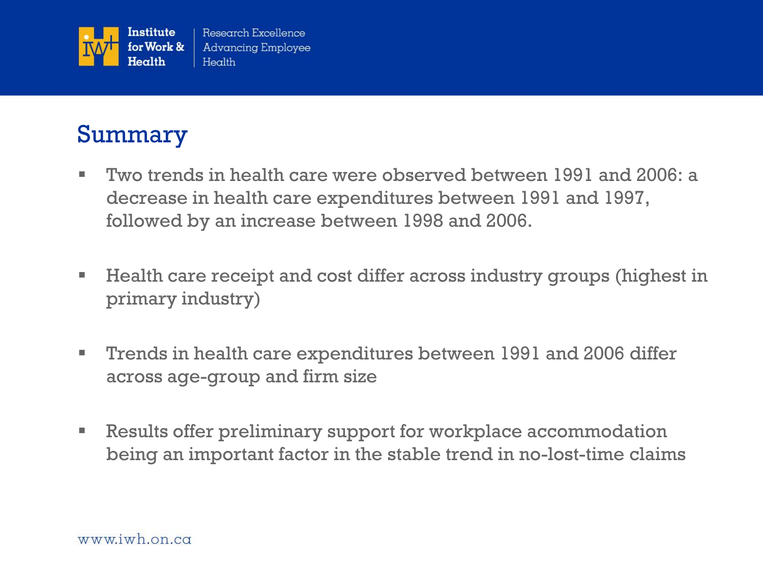## Summary

- Two trends in health care were observed between 1991 and 2006: a decrease in health care expenditures between 1991 and 1997, followed by an increase between 1998 and 2006.
- Health care receipt and cost differ across industry groups (highest in primary industry)
- Trends in health care expenditures between 1991 and 2006 differ across age-group and firm size
- Results offer preliminary support for workplace accommodation being an important factor in the stable trend in no-lost-time claims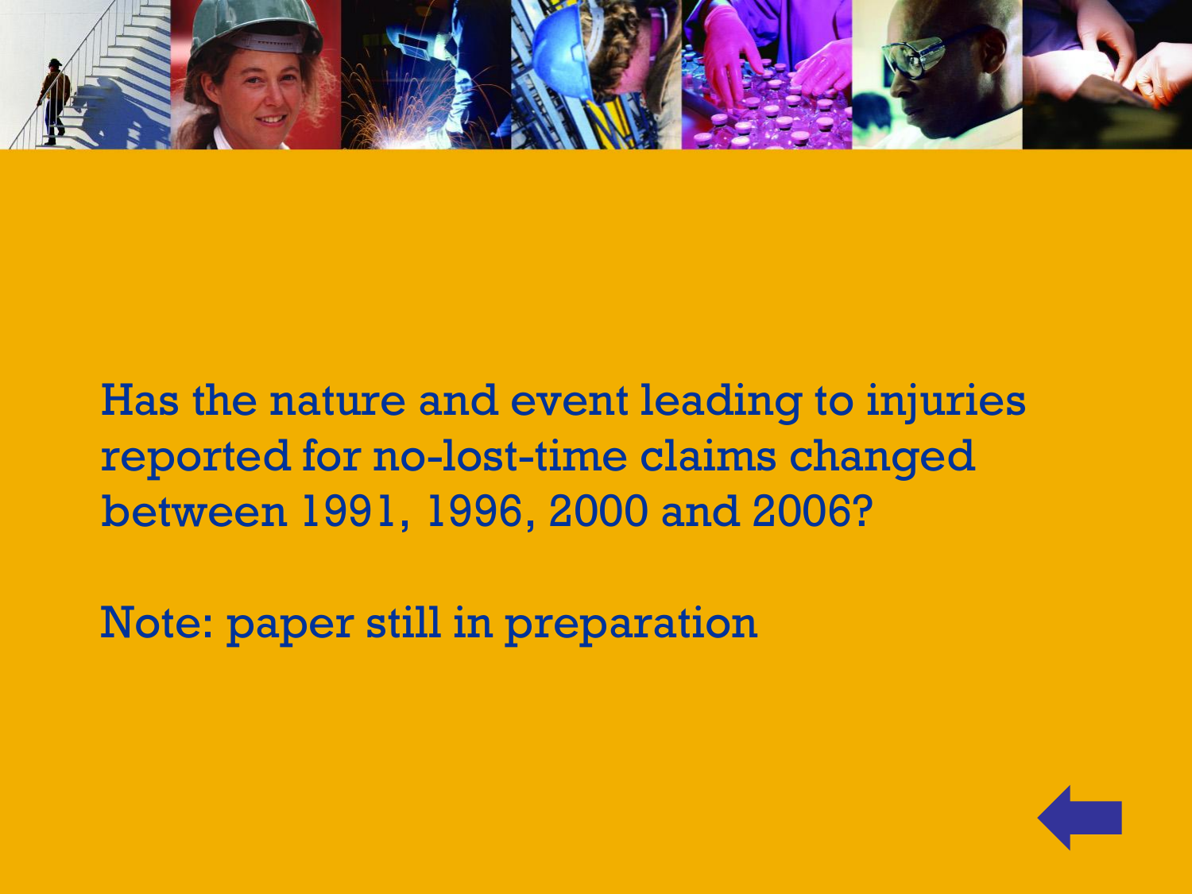Has the nature and event leading to injuries reported for no-lost-time claims changed between 1991, 1996, 2000 and 2006?

Note: paper still in preparation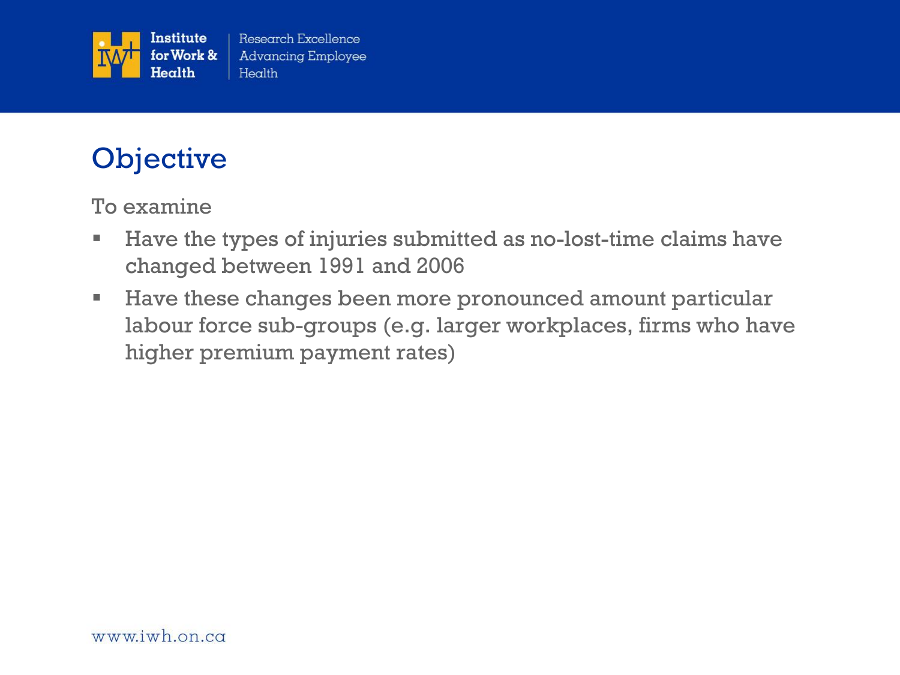## Objective

To examine

- Have the types of injuries submitted as no-lost-time claims have changed between 1991 and 2006
- Have these changes been more pronounced amount particular labour force sub-groups (e.g. larger workplaces, firms who have higher premium payment rates)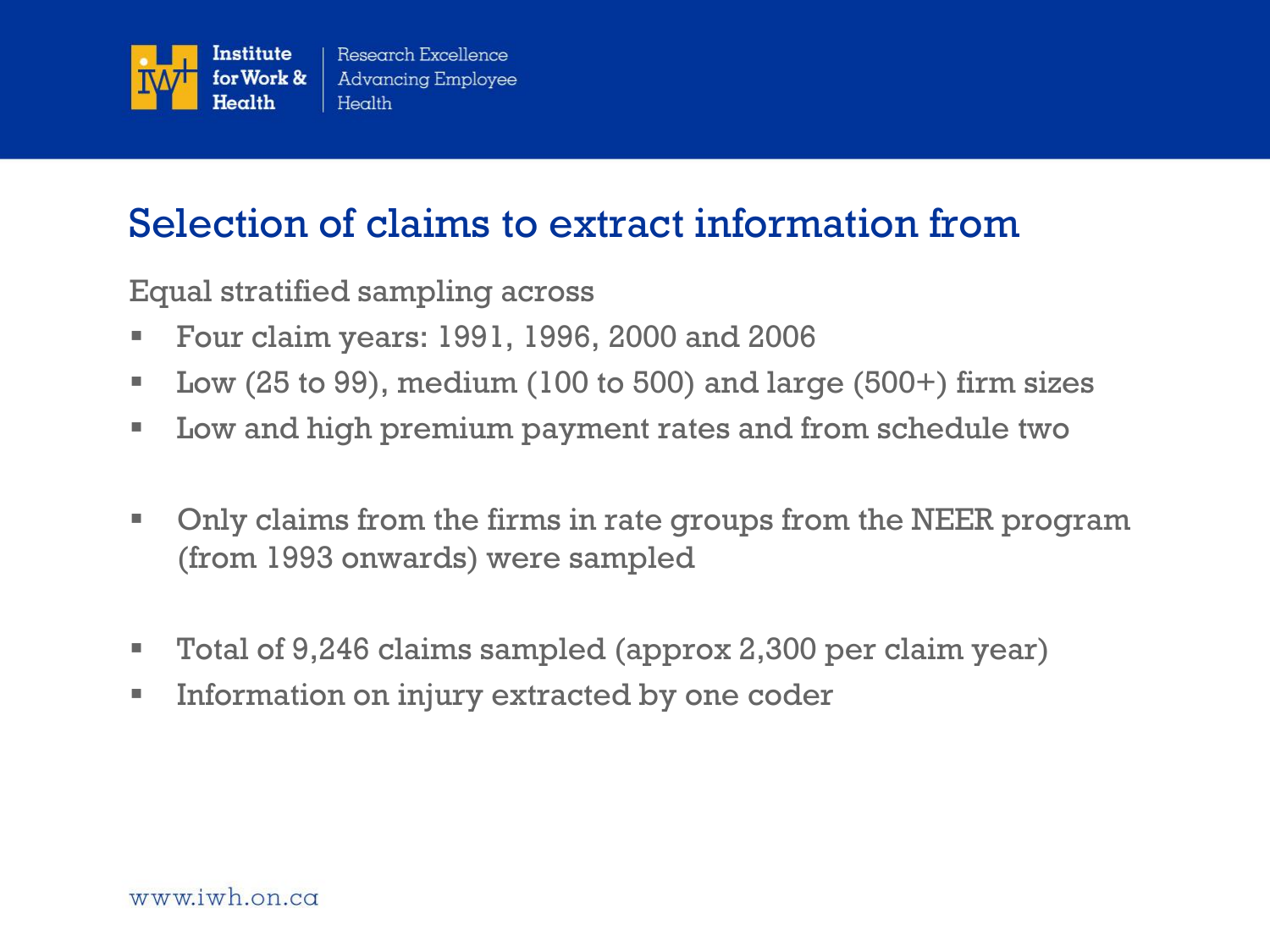# Selection of claims to extract information from

Equal stratified sampling across

- Four claim years: 1991, 1996, 2000 and 2006
- Low (25 to 99), medium (100 to 500) and large (500+) firm sizes
- Low and high premium payment rates and from schedule two

- Only claims from the firms in rate groups from the NEER program (from 1993 onwards) were sampled

- Total of 9,246 claims sampled (approx 2,300 per claim year)
- Information on injury extracted by one coder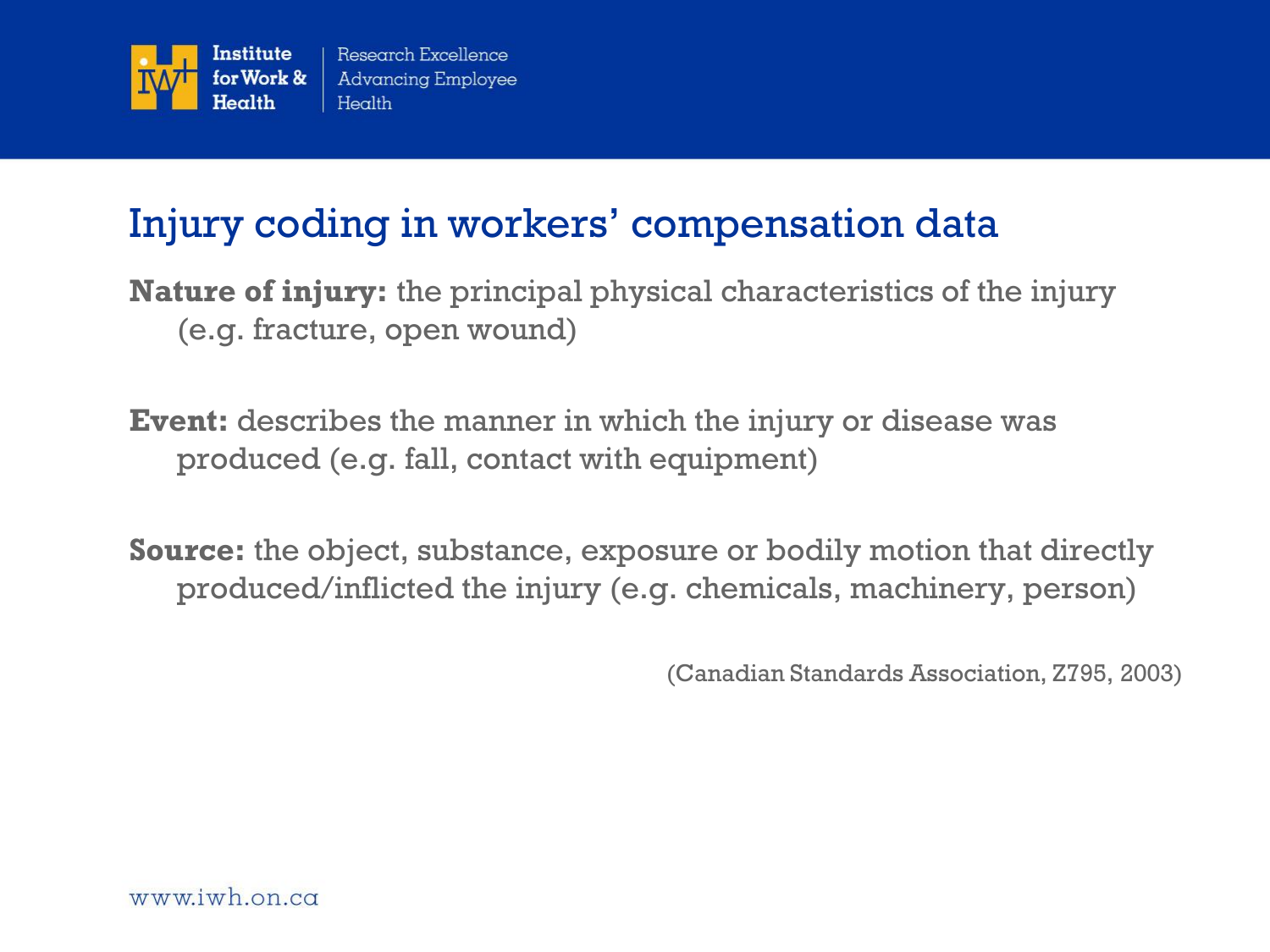# Injury coding in workers' compensation data

**Nature of injury:** the principal physical characteristics of the injury (e.g. fracture, open wound)

**Event:** describes the manner in which the injury or disease was produced (e.g. fall, contact with equipment)

**Source:** the object, substance, exposure or bodily motion that directly produced/inflicted the injury (e.g. chemicals, machinery, person)

(Canadian Standards Association, Z795, 2003)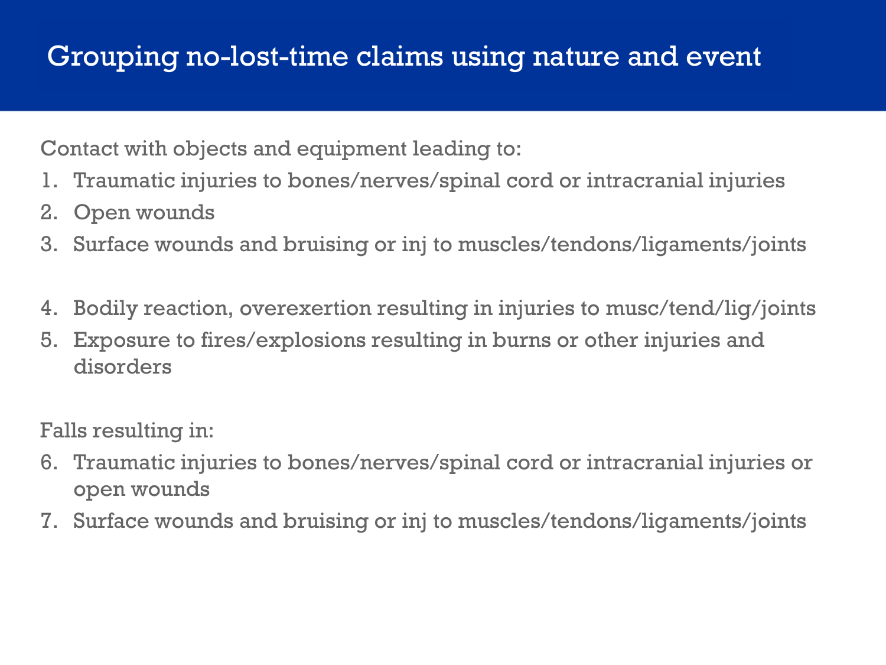# Grouping no-lost-time claims using nature and event

Contact with objects and equipment leading to:

1. Traumatic injuries to bones/nerves/spinal cord or intracranial injuries
2. Open wounds
3. Surface wounds and bruising or inj to muscles/tendons/ligaments/joints

4. Bodily reaction, overexertion resulting in injuries to musc/tend/lig/joints
5. Exposure to fires/explosions resulting in burns or other injuries and disorders

Falls resulting in:

6. Traumatic injuries to bones/nerves/spinal cord or intracranial injuries or open wounds
7. Surface wounds and bruising or inj to muscles/tendons/ligaments/joints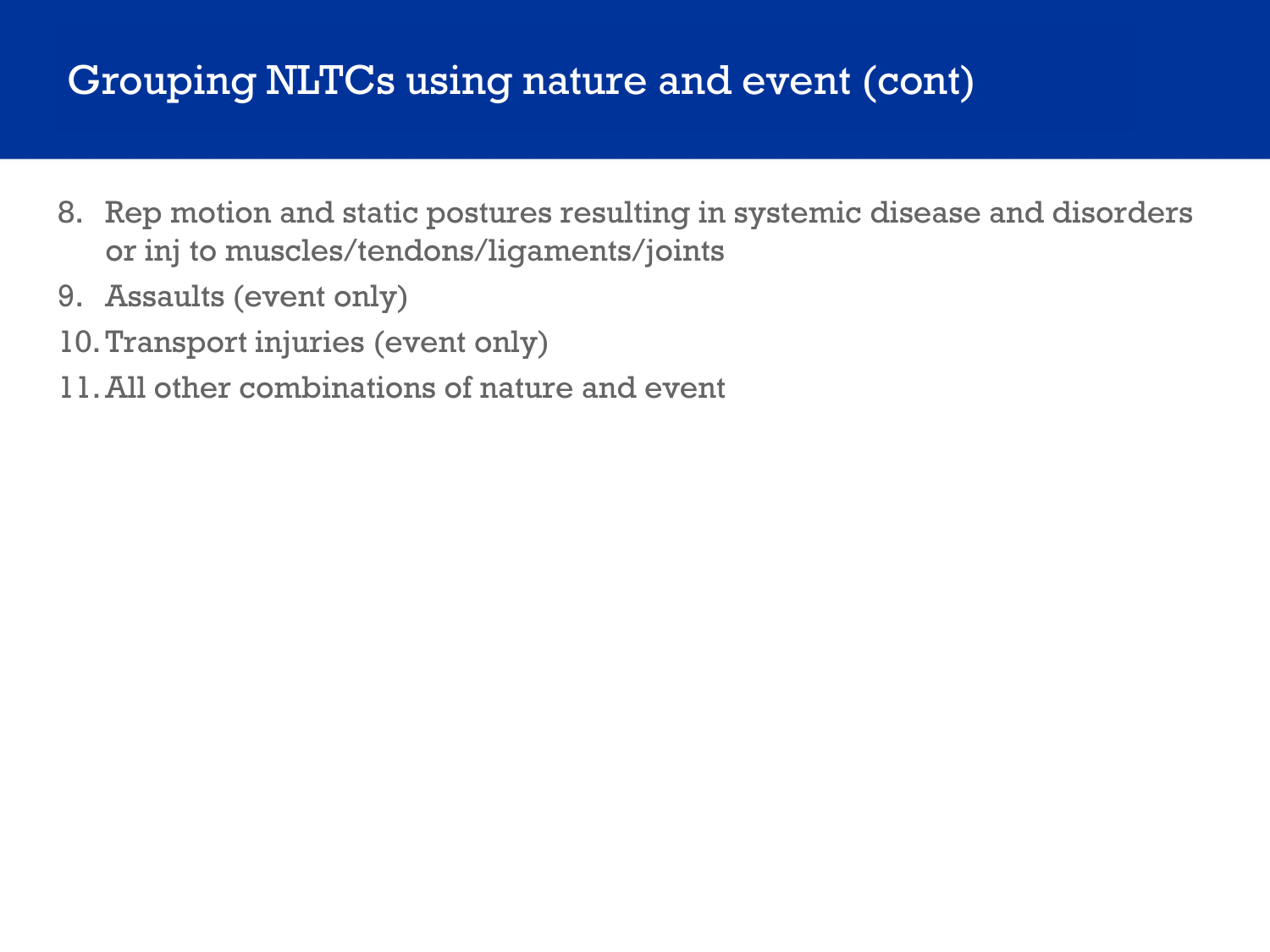# Grouping NLTCs using nature and event (cont)

8. Rep motion and static postures resulting in systemic disease and disorders or inj to muscles/tendons/ligaments/joints
9. Assaults (event only)
10. Transport injuries (event only)
11. All other combinations of nature and event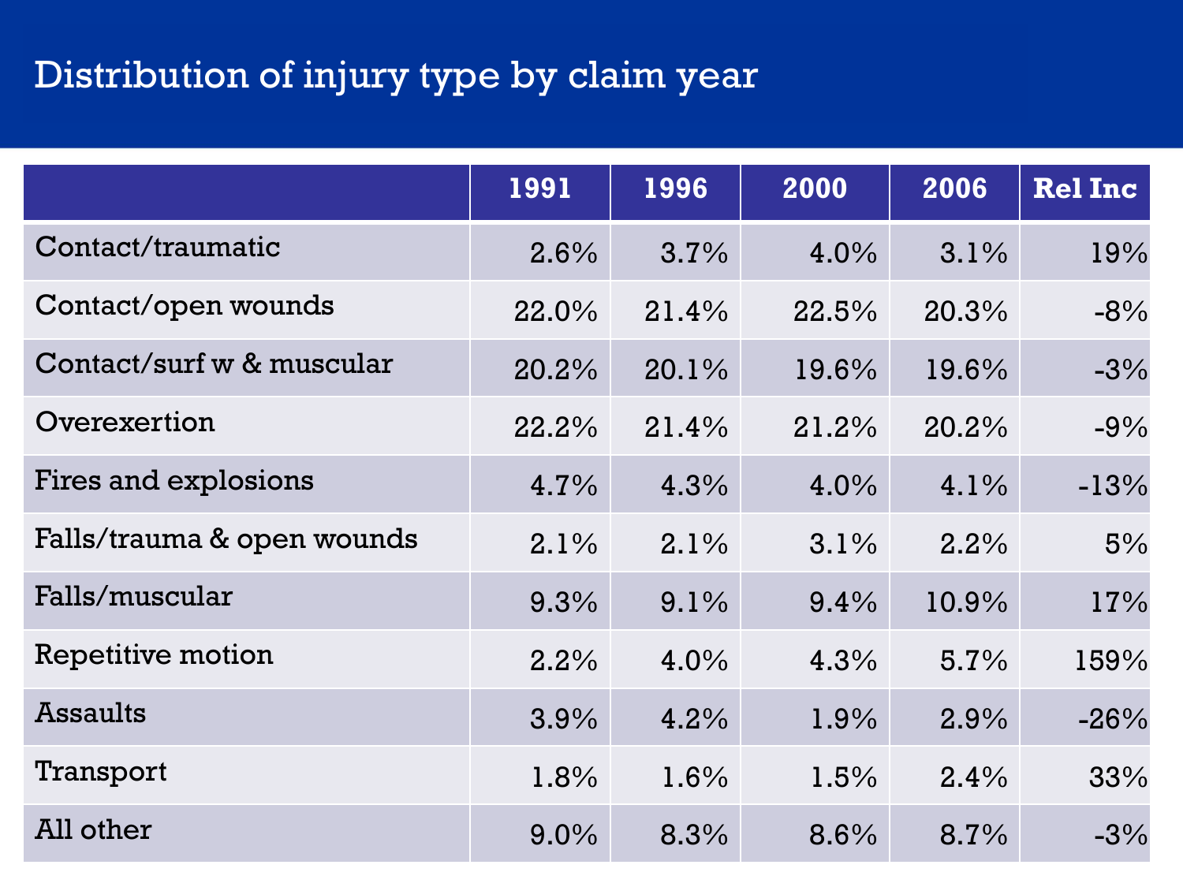# Distribution of injury type by claim year

| | 1991 | 1996 | 2000 | 2006 | Rel Inc |
|---|---|---|---|---|---|
| Contact/traumatic | 2.6% | 3.7% | 4.0% | 3.1% | 19% |
| Contact/open wounds | 22.0% | 21.4% | 22.5% | 20.3% | -8% |
| Contact/surf w & muscular | 20.2% | 20.1% | 19.6% | 19.6% | -3% |
| Overexertion | 22.2% | 21.4% | 21.2% | 20.2% | -9% |
| Fires and explosions | 4.7% | 4.3% | 4.0% | 4.1% | -13% |
| Falls/trauma & open wounds | 2.1% | 2.1% | 3.1% | 2.2% | 5% |
| Falls/muscular | 9.3% | 9.1% | 9.4% | 10.9% | 17% |
| Repetitive motion | 2.2% | 4.0% | 4.3% | 5.7% | 159% |
| Assaults | 3.9% | 4.2% | 1.9% | 2.9% | -26% |
| Transport | 1.8% | 1.6% | 1.5% | 2.4% | 33% |
| All other | 9.0% | 8.3% | 8.6% | 8.7% | -3% |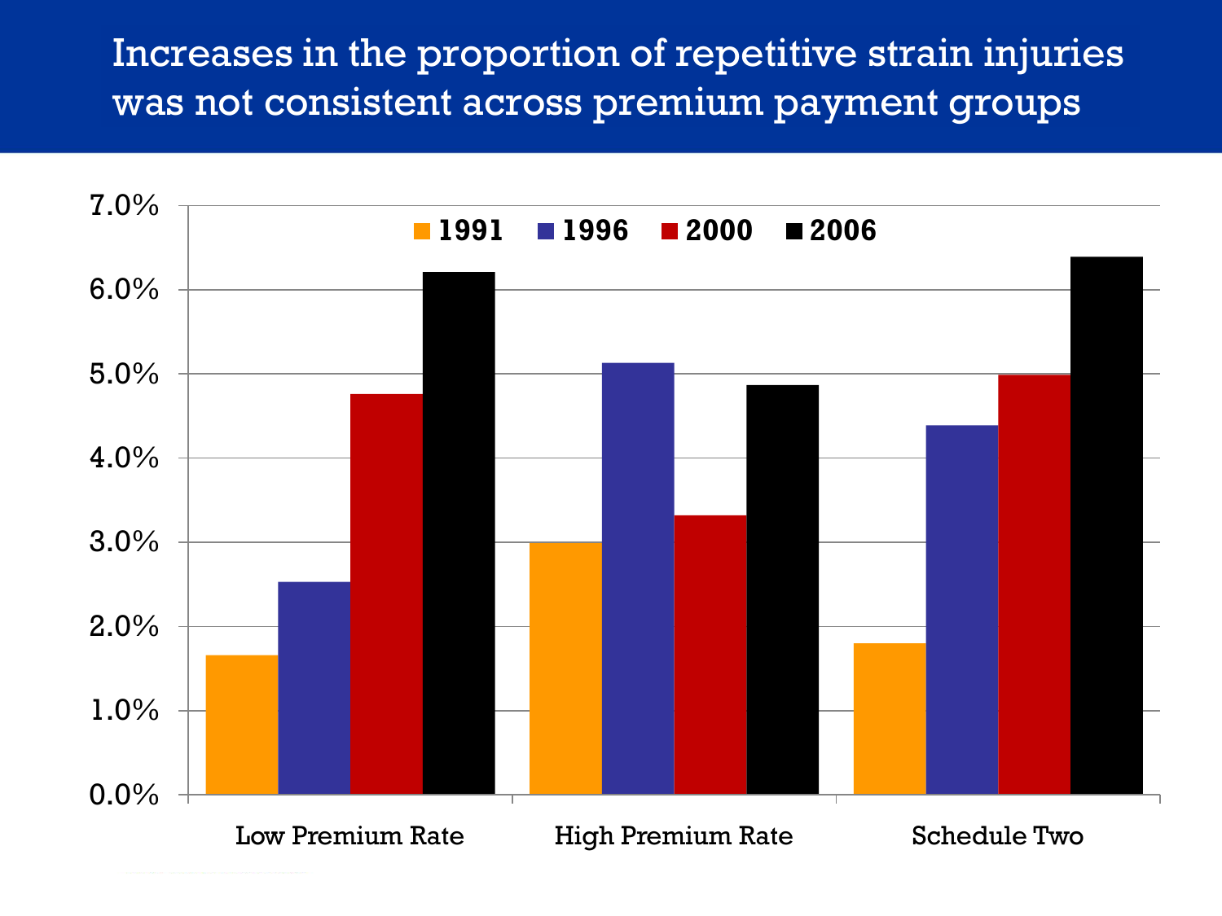# Increases in the proportion of repetitive strain injuries was not consistent across premium payment groups

| | 1991 | 1996 | 2000 | 2006 |
|---|---|---|---|---|
| Low Premium Rate | 1.7% | 2.5% | 4.8% | 6.2% |
| High Premium Rate | 3.0% | 5.1% | 3.3% | 4.9% |
| Schedule Two | 1.8% | 4.4% | 5.0% | 6.4% |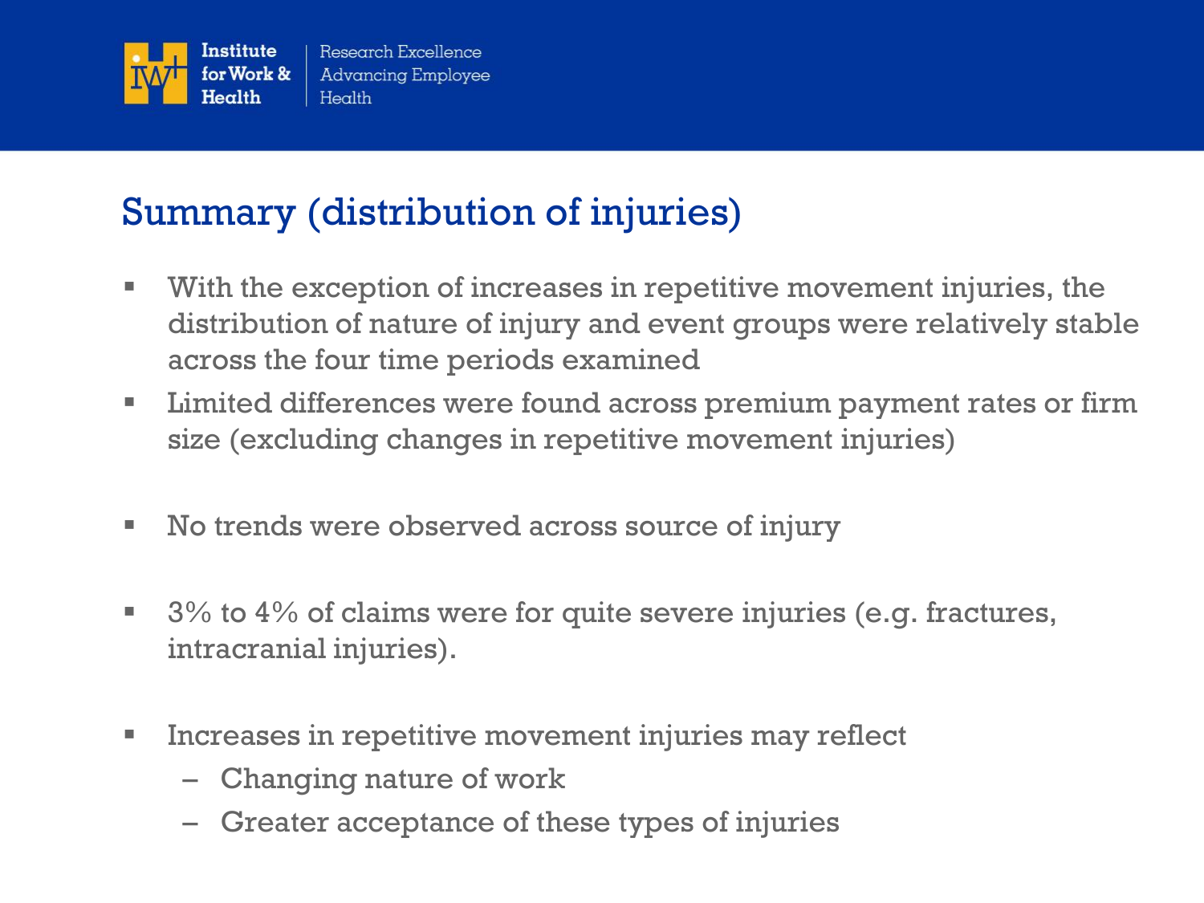## Summary (distribution of injuries)

- With the exception of increases in repetitive movement injuries, the distribution of nature of injury and event groups were relatively stable across the four time periods examined
- Limited differences were found across premium payment rates or firm size (excluding changes in repetitive movement injuries)
- No trends were observed across source of injury
- 3% to 4% of claims were for quite severe injuries (e.g. fractures, intracranial injuries).
- Increases in repetitive movement injuries may reflect
  - Changing nature of work
  - Greater acceptance of these types of injuries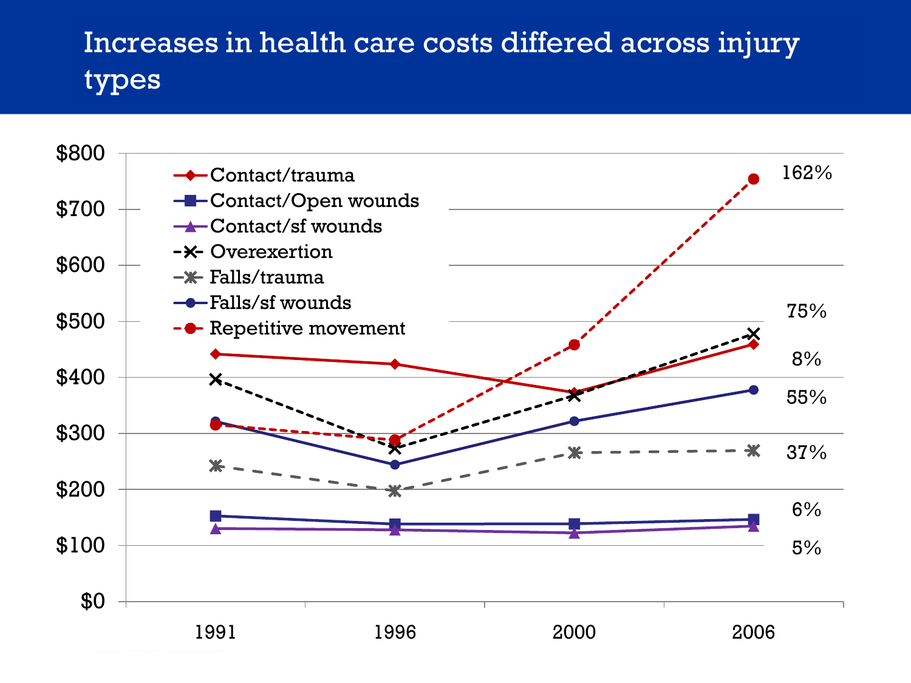# Increases in health care costs differed across injury types

Legend:
- Contact/trauma
- Contact/Open wounds
- Contact/sf wounds
- Overexertion
- Falls/trauma
- Falls/sf wounds
- Repetitive movement

Y-axis: $0, $100, $200, $300, $400, $500, $600, $700, $800

X-axis: 1991, 1996, 2000, 2006

Percent change labels (2006): 162%, 75%, 8%, 55%, 37%, 6%, 5%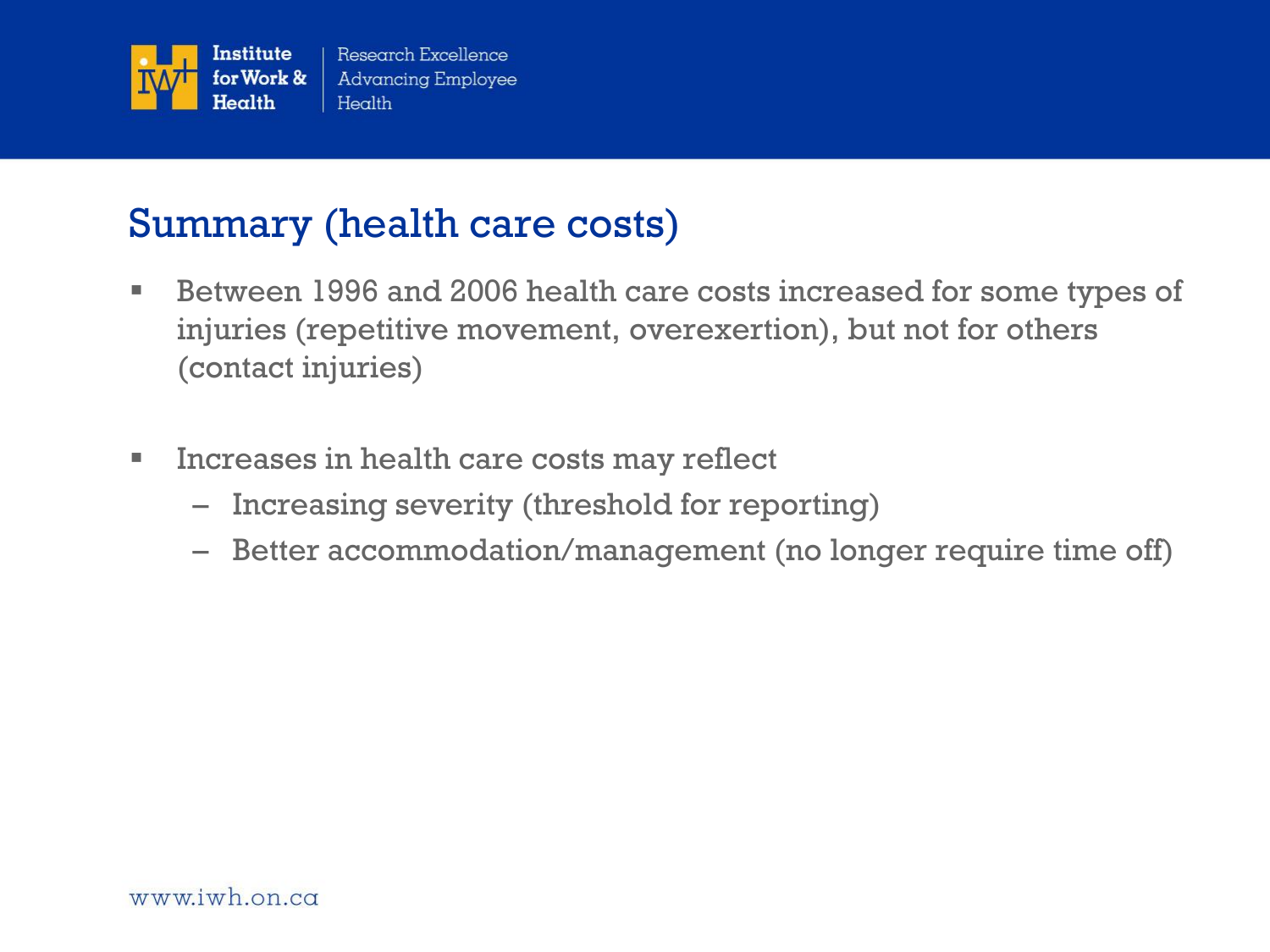## Summary (health care costs)

- Between 1996 and 2006 health care costs increased for some types of injuries (repetitive movement, overexertion), but not for others (contact injuries)

- Increases in health care costs may reflect
  - Increasing severity (threshold for reporting)
  - Better accommodation/management (no longer require time off)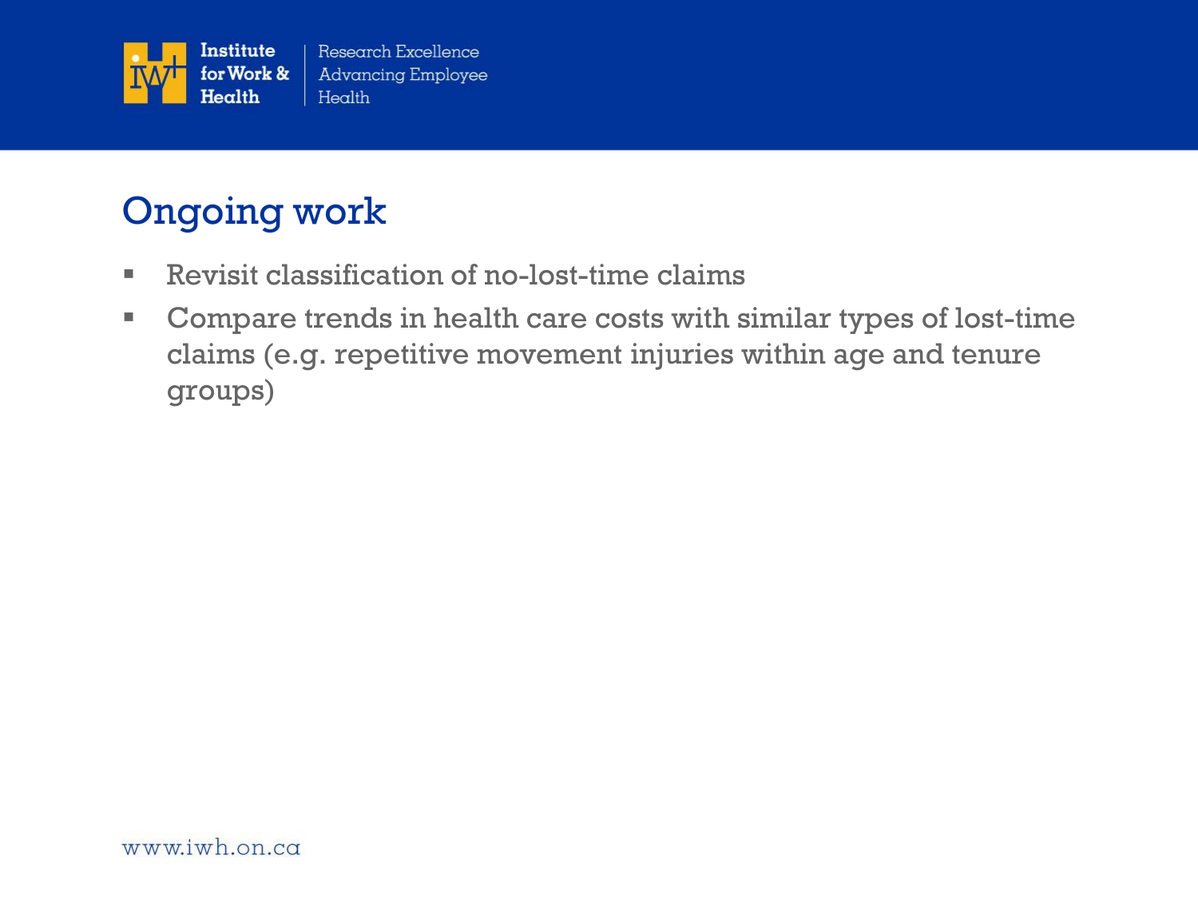## Ongoing work

- Revisit classification of no-lost-time claims
- Compare trends in health care costs with similar types of lost-time claims (e.g. repetitive movement injuries within age and tenure groups)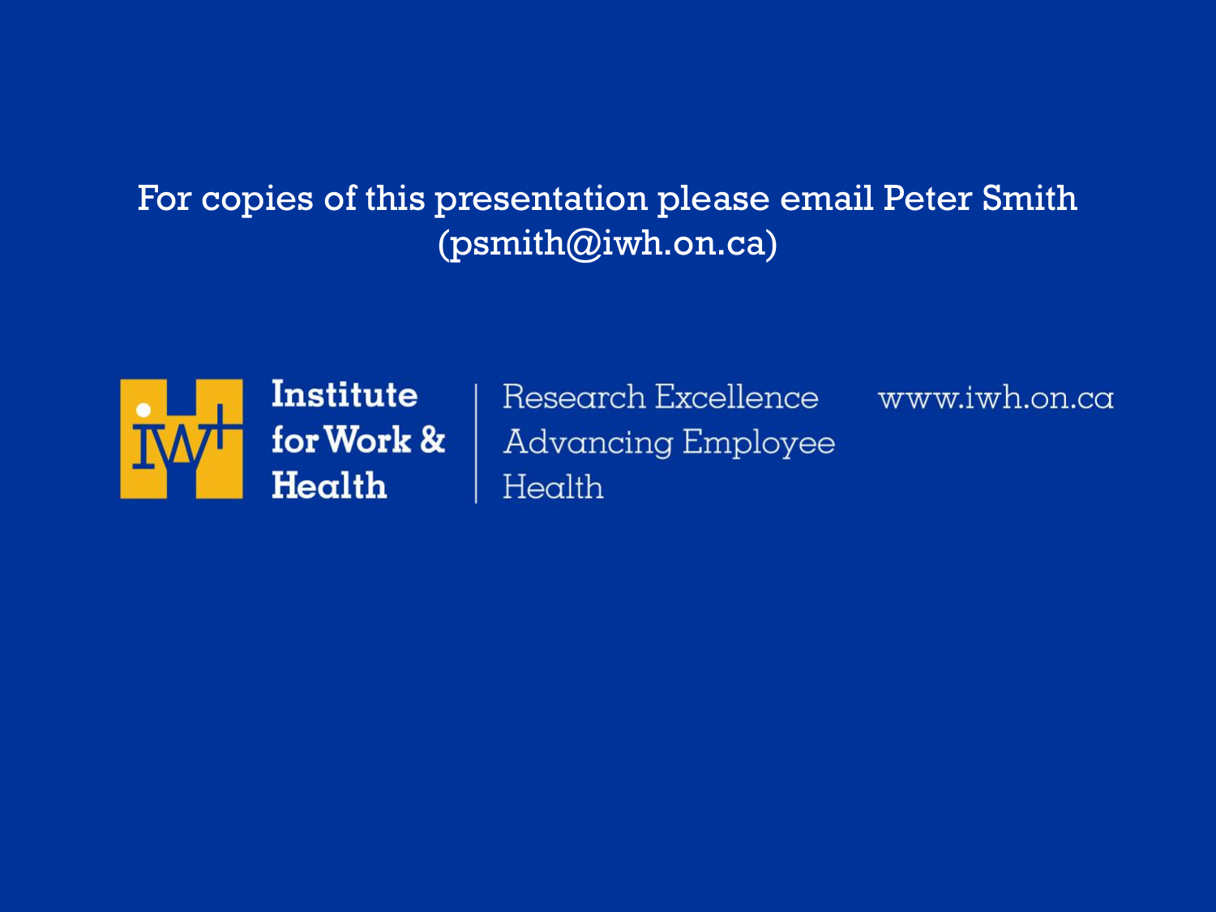For copies of this presentation please email Peter Smith (psmith@iwh.on.ca)

Institute for Work & Health

Research Excellence Advancing Employee Health

www.iwh.on.ca